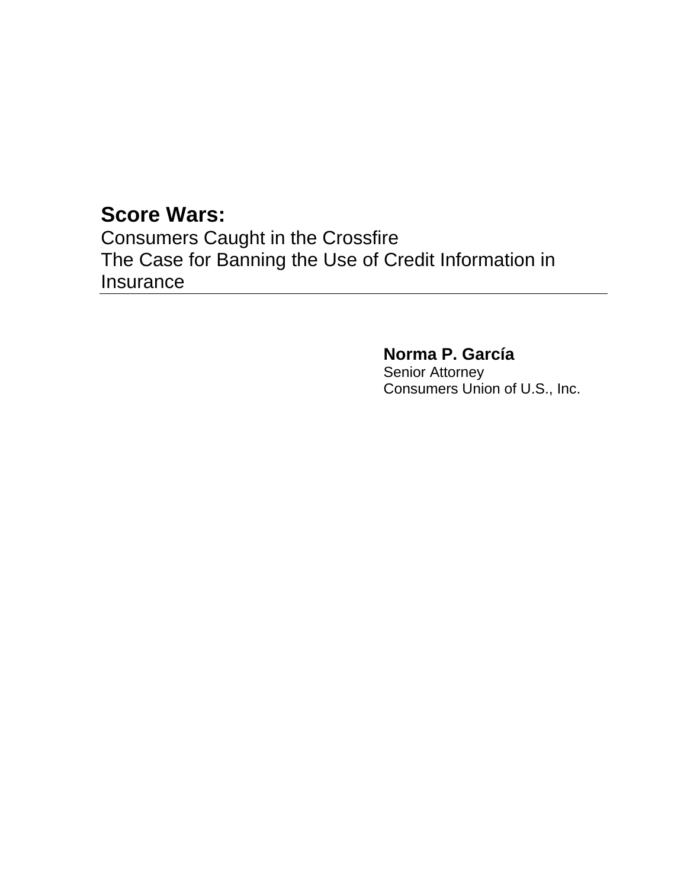# Score Wars:

Consumers Caught in the Crossfire
The Case for Banning the Use of Credit Information in Insurance

---

**Norma P. García**
Senior Attorney
Consumers Union of U.S., Inc.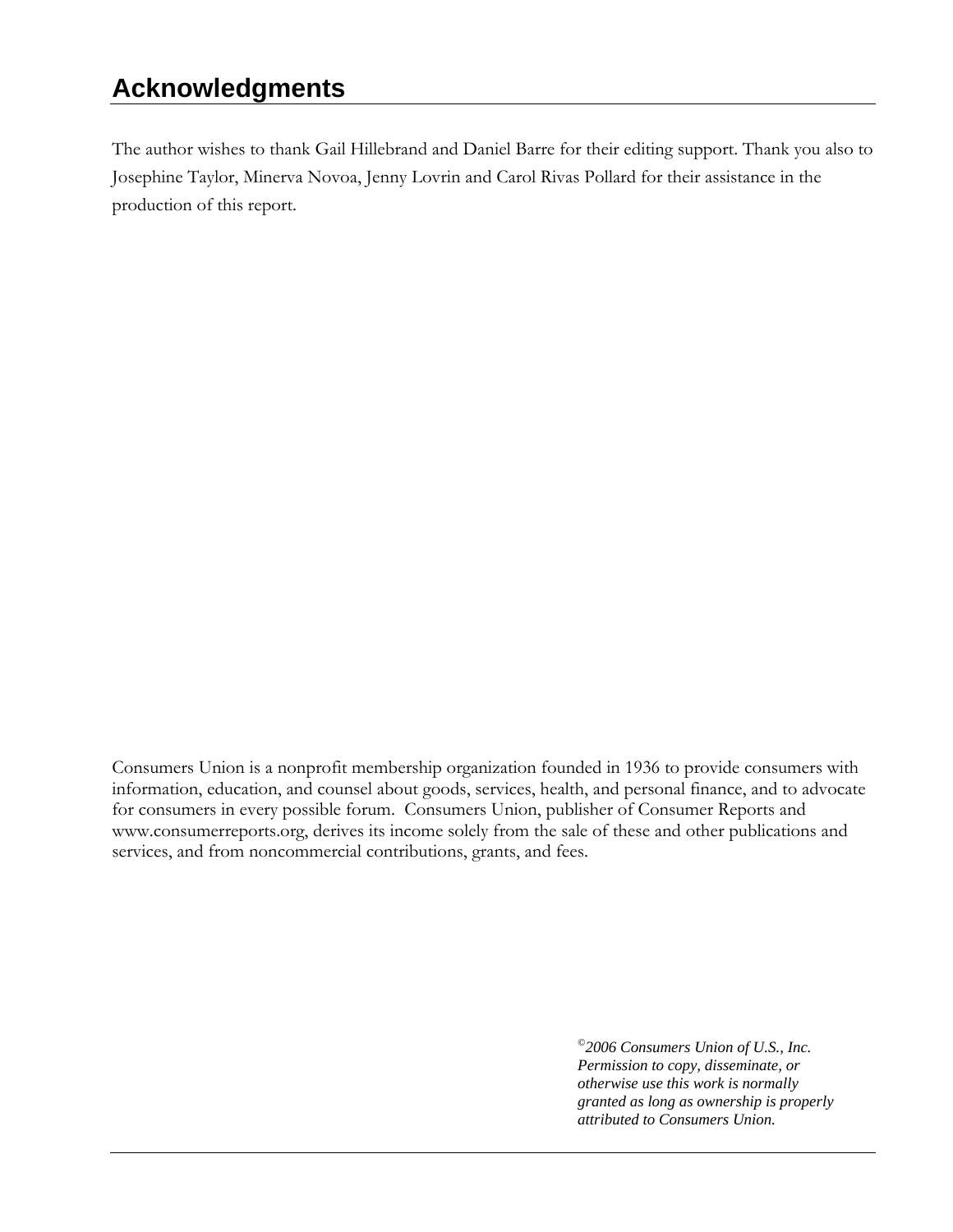## Acknowledgments

The author wishes to thank Gail Hillebrand and Daniel Barre for their editing support. Thank you also to Josephine Taylor, Minerva Novoa, Jenny Lovrin and Carol Rivas Pollard for their assistance in the production of this report.

Consumers Union is a nonprofit membership organization founded in 1936 to provide consumers with information, education, and counsel about goods, services, health, and personal finance, and to advocate for consumers in every possible forum. Consumers Union, publisher of Consumer Reports and www.consumerreports.org, derives its income solely from the sale of these and other publications and services, and from noncommercial contributions, grants, and fees.

*©2006 Consumers Union of U.S., Inc. Permission to copy, disseminate, or otherwise use this work is normally granted as long as ownership is properly attributed to Consumers Union.*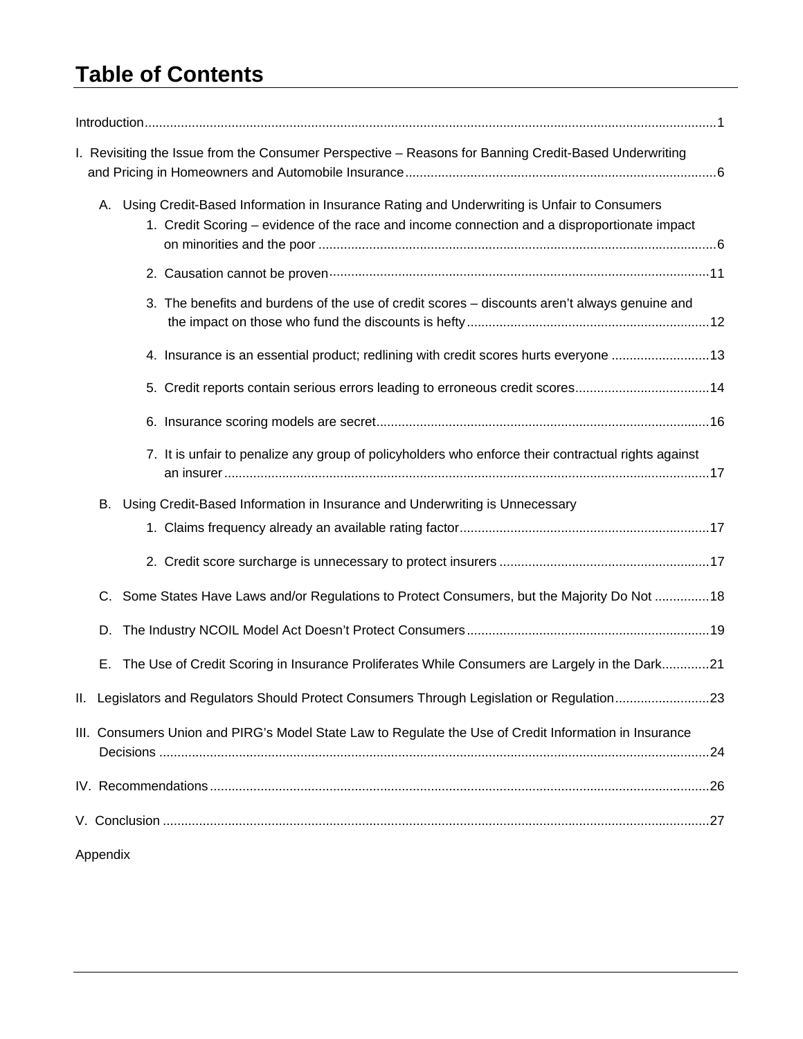# Table of Contents

Introduction....................................................................................................................................................1

I. Revisiting the Issue from the Consumer Perspective – Reasons for Banning Credit-Based Underwriting and Pricing in Homeowners and Automobile Insurance.....................................................................................6

- A. Using Credit-Based Information in Insurance Rating and Underwriting is Unfair to Consumers
    1. Credit Scoring – evidence of the race and income connection and a disproportionate impact on minorities and the poor .............................................................................................................6
    2. Causation cannot be proven........................................................................................................11
    3. The benefits and burdens of the use of credit scores – discounts aren't always genuine and the impact on those who fund the discounts is hefty..................................................................12
    4. Insurance is an essential product; redlining with credit scores hurts everyone ...........................13
    5. Credit reports contain serious errors leading to erroneous credit scores.....................................14
    6. Insurance scoring models are secret...........................................................................................16
    7. It is unfair to penalize any group of policyholders who enforce their contractual rights against an insurer.....................................................................................................................................17
- B. Using Credit-Based Information in Insurance and Underwriting is Unnecessary
    1. Claims frequency already an available rating factor....................................................................17
    2. Credit score surcharge is unnecessary to protect insurers .........................................................17
- C. Some States Have Laws and/or Regulations to Protect Consumers, but the Majority Do Not ...............18
- D. The Industry NCOIL Model Act Doesn't Protect Consumers..................................................................19
- E. The Use of Credit Scoring in Insurance Proliferates While Consumers are Largely in the Dark.............21

II. Legislators and Regulators Should Protect Consumers Through Legislation or Regulation..........................23

III. Consumers Union and PIRG's Model State Law to Regulate the Use of Credit Information in Insurance Decisions .......................................................................................................................................................24

IV. Recommendations.......................................................................................................................................26

V. Conclusion .....................................................................................................................................................27

Appendix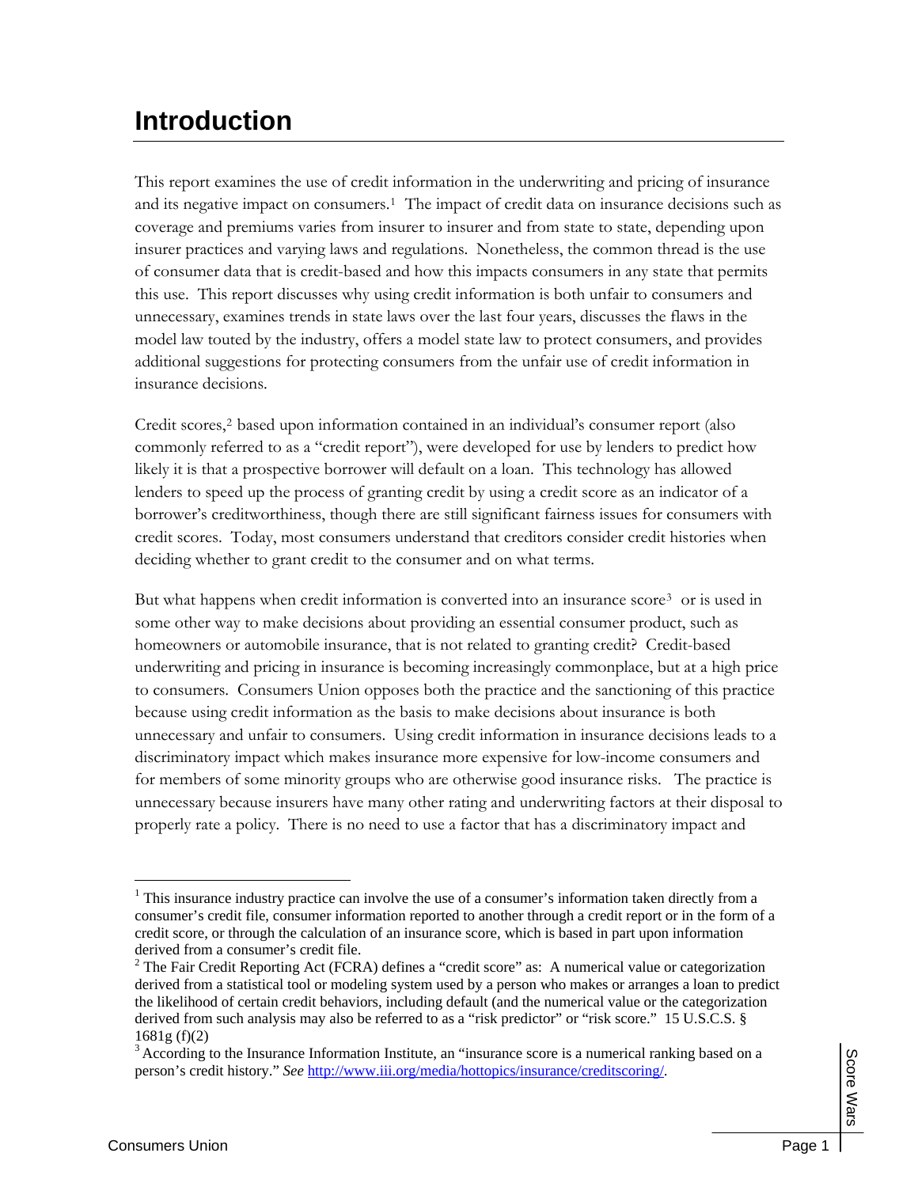# Introduction

This report examines the use of credit information in the underwriting and pricing of insurance and its negative impact on consumers.[1] The impact of credit data on insurance decisions such as coverage and premiums varies from insurer to insurer and from state to state, depending upon insurer practices and varying laws and regulations. Nonetheless, the common thread is the use of consumer data that is credit-based and how this impacts consumers in any state that permits this use. This report discusses why using credit information is both unfair to consumers and unnecessary, examines trends in state laws over the last four years, discusses the flaws in the model law touted by the industry, offers a model state law to protect consumers, and provides additional suggestions for protecting consumers from the unfair use of credit information in insurance decisions.

Credit scores,[2] based upon information contained in an individual's consumer report (also commonly referred to as a "credit report"), were developed for use by lenders to predict how likely it is that a prospective borrower will default on a loan. This technology has allowed lenders to speed up the process of granting credit by using a credit score as an indicator of a borrower's creditworthiness, though there are still significant fairness issues for consumers with credit scores. Today, most consumers understand that creditors consider credit histories when deciding whether to grant credit to the consumer and on what terms.

But what happens when credit information is converted into an insurance score[3] or is used in some other way to make decisions about providing an essential consumer product, such as homeowners or automobile insurance, that is not related to granting credit? Credit-based underwriting and pricing in insurance is becoming increasingly commonplace, but at a high price to consumers. Consumers Union opposes both the practice and the sanctioning of this practice because using credit information as the basis to make decisions about insurance is both unnecessary and unfair to consumers. Using credit information in insurance decisions leads to a discriminatory impact which makes insurance more expensive for low-income consumers and for members of some minority groups who are otherwise good insurance risks. The practice is unnecessary because insurers have many other rating and underwriting factors at their disposal to properly rate a policy. There is no need to use a factor that has a discriminatory impact and

---

[1] This insurance industry practice can involve the use of a consumer's information taken directly from a consumer's credit file, consumer information reported to another through a credit report or in the form of a credit score, or through the calculation of an insurance score, which is based in part upon information derived from a consumer's credit file.

[2] The Fair Credit Reporting Act (FCRA) defines a "credit score" as: A numerical value or categorization derived from a statistical tool or modeling system used by a person who makes or arranges a loan to predict the likelihood of certain credit behaviors, including default (and the numerical value or the categorization derived from such analysis may also be referred to as a "risk predictor" or "risk score." 15 U.S.C.S. § 1681g (f)(2)

[3] According to the Insurance Information Institute, an "insurance score is a numerical ranking based on a person's credit history." *See* http://www.iii.org/media/hottopics/insurance/creditscoring/.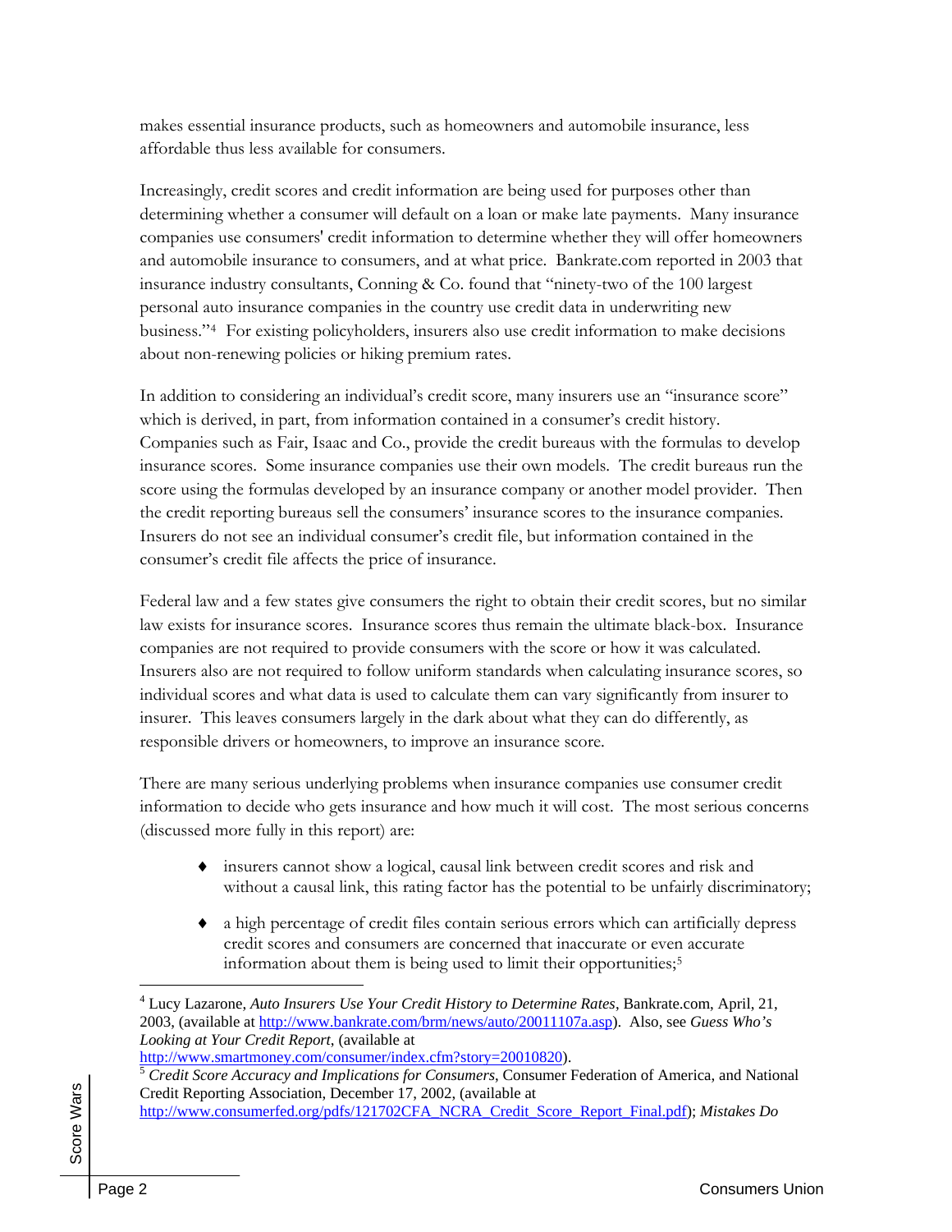makes essential insurance products, such as homeowners and automobile insurance, less affordable thus less available for consumers.

Increasingly, credit scores and credit information are being used for purposes other than determining whether a consumer will default on a loan or make late payments. Many insurance companies use consumers' credit information to determine whether they will offer homeowners and automobile insurance to consumers, and at what price. Bankrate.com reported in 2003 that insurance industry consultants, Conning & Co. found that "ninety-two of the 100 largest personal auto insurance companies in the country use credit data in underwriting new business."[4] For existing policyholders, insurers also use credit information to make decisions about non-renewing policies or hiking premium rates.

In addition to considering an individual's credit score, many insurers use an "insurance score" which is derived, in part, from information contained in a consumer's credit history. Companies such as Fair, Isaac and Co., provide the credit bureaus with the formulas to develop insurance scores. Some insurance companies use their own models. The credit bureaus run the score using the formulas developed by an insurance company or another model provider. Then the credit reporting bureaus sell the consumers' insurance scores to the insurance companies. Insurers do not see an individual consumer's credit file, but information contained in the consumer's credit file affects the price of insurance.

Federal law and a few states give consumers the right to obtain their credit scores, but no similar law exists for insurance scores. Insurance scores thus remain the ultimate black-box. Insurance companies are not required to provide consumers with the score or how it was calculated. Insurers also are not required to follow uniform standards when calculating insurance scores, so individual scores and what data is used to calculate them can vary significantly from insurer to insurer. This leaves consumers largely in the dark about what they can do differently, as responsible drivers or homeowners, to improve an insurance score.

There are many serious underlying problems when insurance companies use consumer credit information to decide who gets insurance and how much it will cost. The most serious concerns (discussed more fully in this report) are:

- insurers cannot show a logical, causal link between credit scores and risk and without a causal link, this rating factor has the potential to be unfairly discriminatory;
- a high percentage of credit files contain serious errors which can artificially depress credit scores and consumers are concerned that inaccurate or even accurate information about them is being used to limit their opportunities;[5]

---

[4] Lucy Lazarone, *Auto Insurers Use Your Credit History to Determine Rates*, Bankrate.com, April, 21, 2003, (available at http://www.bankrate.com/brm/news/auto/20011107a.asp). Also, see *Guess Who's Looking at Your Credit Report*, (available at http://www.smartmoney.com/consumer/index.cfm?story=20010820).

[5] *Credit Score Accuracy and Implications for Consumers*, Consumer Federation of America, and National Credit Reporting Association, December 17, 2002, (available at http://www.consumerfed.org/pdfs/121702CFA_NCRA_Credit_Score_Report_Final.pdf); *Mistakes Do*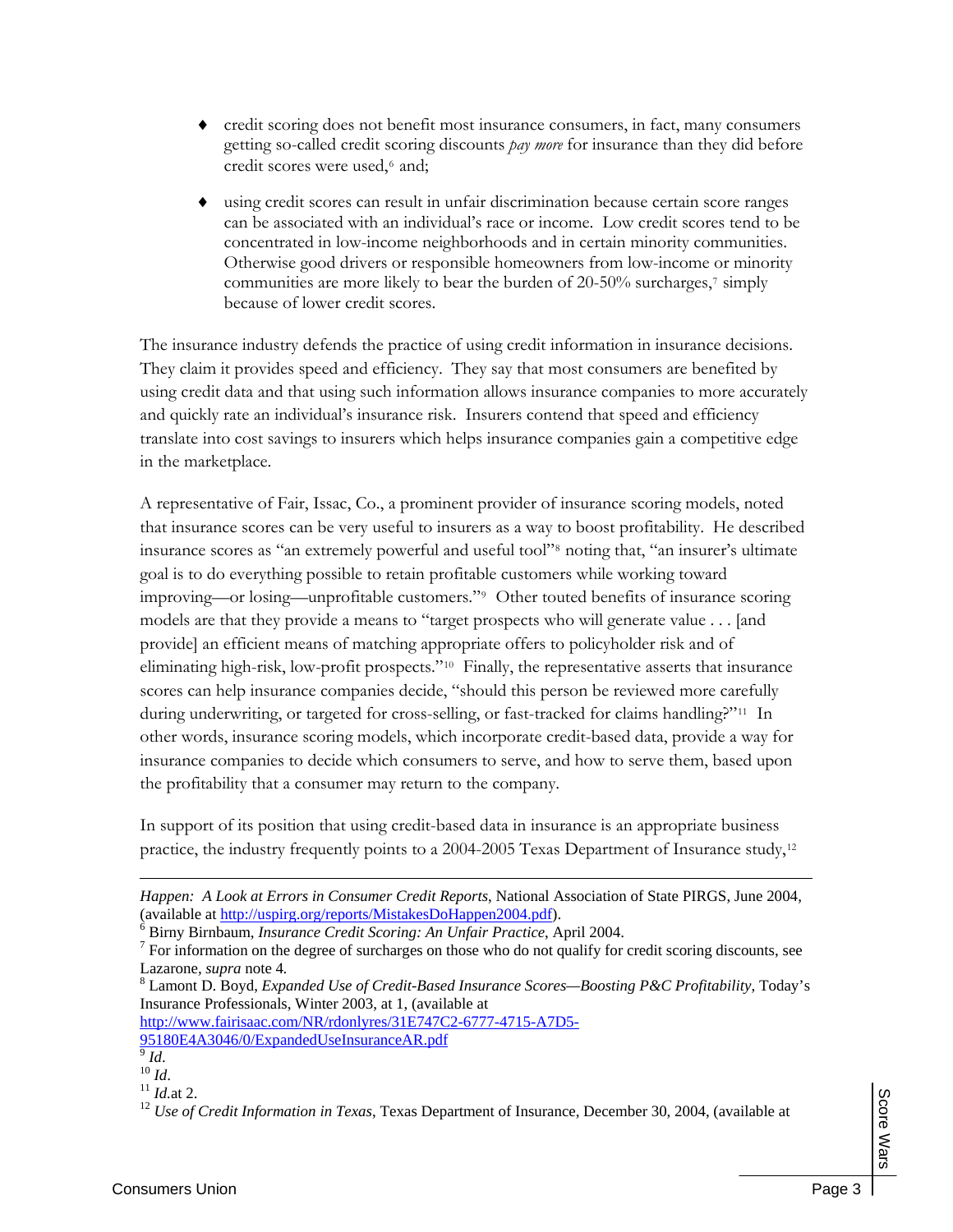- credit scoring does not benefit most insurance consumers, in fact, many consumers getting so-called credit scoring discounts *pay more* for insurance than they did before credit scores were used,[6] and;

- using credit scores can result in unfair discrimination because certain score ranges can be associated with an individual's race or income. Low credit scores tend to be concentrated in low-income neighborhoods and in certain minority communities. Otherwise good drivers or responsible homeowners from low-income or minority communities are more likely to bear the burden of 20-50% surcharges,[7] simply because of lower credit scores.

The insurance industry defends the practice of using credit information in insurance decisions. They claim it provides speed and efficiency. They say that most consumers are benefited by using credit data and that using such information allows insurance companies to more accurately and quickly rate an individual's insurance risk. Insurers contend that speed and efficiency translate into cost savings to insurers which helps insurance companies gain a competitive edge in the marketplace.

A representative of Fair, Issac, Co., a prominent provider of insurance scoring models, noted that insurance scores can be very useful to insurers as a way to boost profitability. He described insurance scores as "an extremely powerful and useful tool"[8] noting that, "an insurer's ultimate goal is to do everything possible to retain profitable customers while working toward improving—or losing—unprofitable customers."[9] Other touted benefits of insurance scoring models are that they provide a means to "target prospects who will generate value . . . [and provide] an efficient means of matching appropriate offers to policyholder risk and of eliminating high-risk, low-profit prospects."[10] Finally, the representative asserts that insurance scores can help insurance companies decide, "should this person be reviewed more carefully during underwriting, or targeted for cross-selling, or fast-tracked for claims handling?"[11] In other words, insurance scoring models, which incorporate credit-based data, provide a way for insurance companies to decide which consumers to serve, and how to serve them, based upon the profitability that a consumer may return to the company.

In support of its position that using credit-based data in insurance is an appropriate business practice, the industry frequently points to a 2004-2005 Texas Department of Insurance study,[12]

---

*Happen: A Look at Errors in Consumer Credit Reports*, National Association of State PIRGS, June 2004, (available at http://uspirg.org/reports/MistakesDoHappen2004.pdf).

[6] Birny Birnbaum, *Insurance Credit Scoring: An Unfair Practice*, April 2004.

[7] For information on the degree of surcharges on those who do not qualify for credit scoring discounts, see Lazarone, *supra* note 4.

[8] Lamont D. Boyd, *Expanded Use of Credit-Based Insurance Scores—Boosting P&C Profitability,* Today's Insurance Professionals, Winter 2003, at 1, (available at http://www.fairisaac.com/NR/rdonlyres/31E747C2-6777-4715-A7D5-95180E4A3046/0/ExpandedUseInsuranceAR.pdf

[9] *Id*.

[10] *Id*.

[11] *Id.*at 2.

[12] *Use of Credit Information in Texas*, Texas Department of Insurance, December 30, 2004, (available at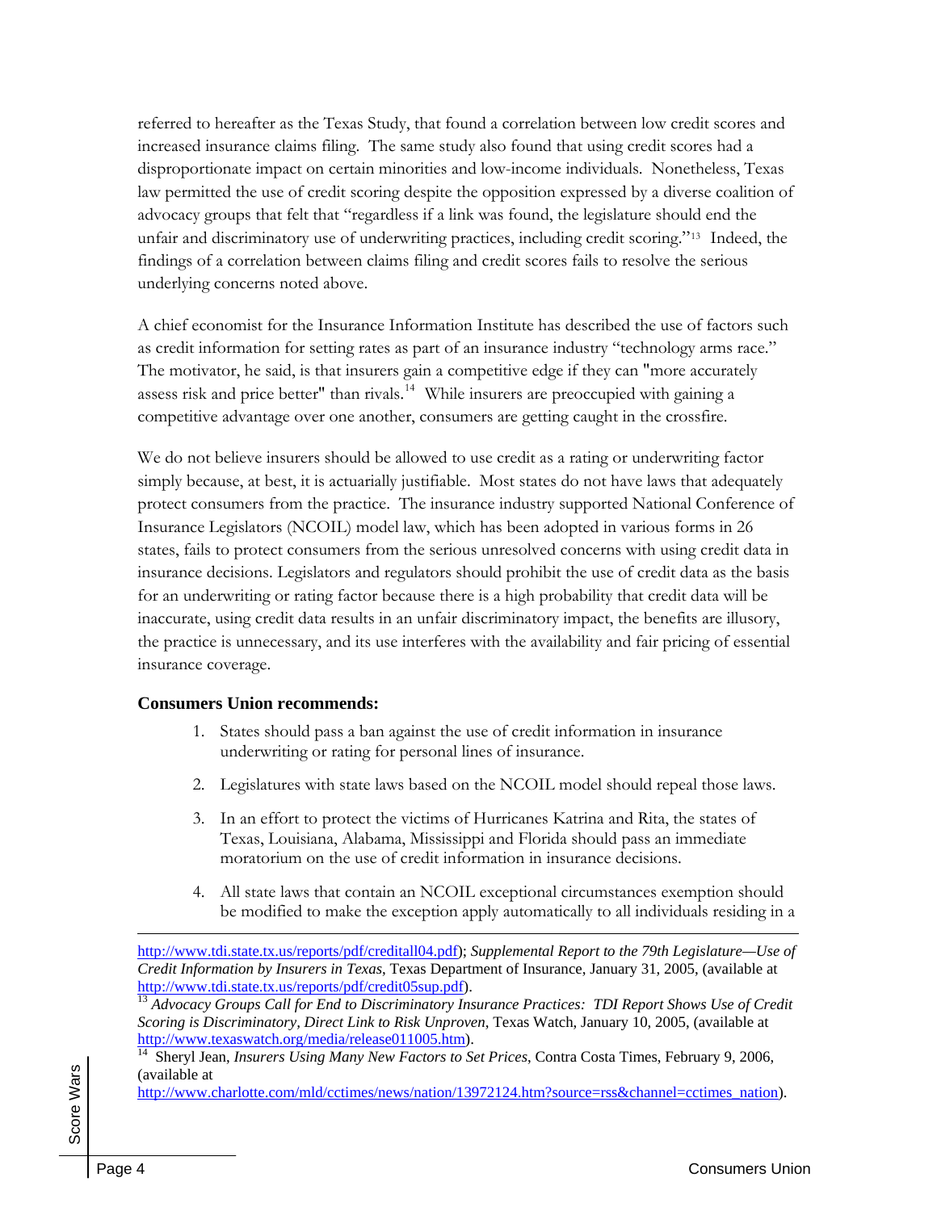referred to hereafter as the Texas Study, that found a correlation between low credit scores and increased insurance claims filing. The same study also found that using credit scores had a disproportionate impact on certain minorities and low-income individuals. Nonetheless, Texas law permitted the use of credit scoring despite the opposition expressed by a diverse coalition of advocacy groups that felt that "regardless if a link was found, the legislature should end the unfair and discriminatory use of underwriting practices, including credit scoring."[13] Indeed, the findings of a correlation between claims filing and credit scores fails to resolve the serious underlying concerns noted above.

A chief economist for the Insurance Information Institute has described the use of factors such as credit information for setting rates as part of an insurance industry "technology arms race." The motivator, he said, is that insurers gain a competitive edge if they can "more accurately assess risk and price better" than rivals.[14] While insurers are preoccupied with gaining a competitive advantage over one another, consumers are getting caught in the crossfire.

We do not believe insurers should be allowed to use credit as a rating or underwriting factor simply because, at best, it is actuarially justifiable. Most states do not have laws that adequately protect consumers from the practice. The insurance industry supported National Conference of Insurance Legislators (NCOIL) model law, which has been adopted in various forms in 26 states, fails to protect consumers from the serious unresolved concerns with using credit data in insurance decisions. Legislators and regulators should prohibit the use of credit data as the basis for an underwriting or rating factor because there is a high probability that credit data will be inaccurate, using credit data results in an unfair discriminatory impact, the benefits are illusory, the practice is unnecessary, and its use interferes with the availability and fair pricing of essential insurance coverage.

**Consumers Union recommends:**

1. States should pass a ban against the use of credit information in insurance underwriting or rating for personal lines of insurance.
2. Legislatures with state laws based on the NCOIL model should repeal those laws.
3. In an effort to protect the victims of Hurricanes Katrina and Rita, the states of Texas, Louisiana, Alabama, Mississippi and Florida should pass an immediate moratorium on the use of credit information in insurance decisions.
4. All state laws that contain an NCOIL exceptional circumstances exemption should be modified to make the exception apply automatically to all individuals residing in a

---

http://www.tdi.state.tx.us/reports/pdf/creditall04.pdf); *Supplemental Report to the 79th Legislature—Use of Credit Information by Insurers in Texas*, Texas Department of Insurance, January 31, 2005, (available at http://www.tdi.state.tx.us/reports/pdf/credit05sup.pdf).

[13] *Advocacy Groups Call for End to Discriminatory Insurance Practices: TDI Report Shows Use of Credit Scoring is Discriminatory, Direct Link to Risk Unproven*, Texas Watch, January 10, 2005, (available at http://www.texaswatch.org/media/release011005.htm).

[14] Sheryl Jean, *Insurers Using Many New Factors to Set Prices*, Contra Costa Times, February 9, 2006, (available at http://www.charlotte.com/mld/cctimes/news/nation/13972124.htm?source=rss&channel=cctimes_nation).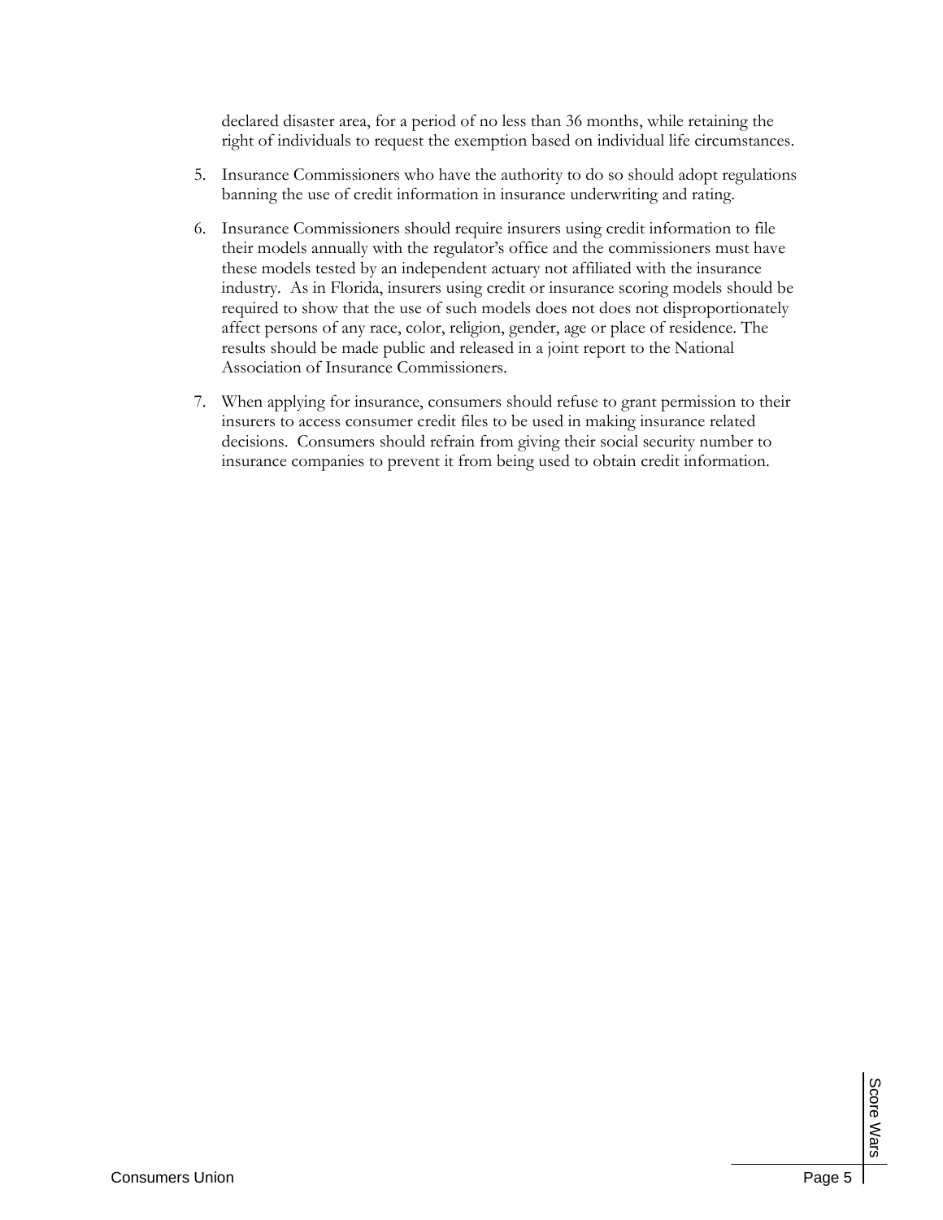declared disaster area, for a period of no less than 36 months, while retaining the right of individuals to request the exemption based on individual life circumstances.

5. Insurance Commissioners who have the authority to do so should adopt regulations banning the use of credit information in insurance underwriting and rating.

6. Insurance Commissioners should require insurers using credit information to file their models annually with the regulator's office and the commissioners must have these models tested by an independent actuary not affiliated with the insurance industry. As in Florida, insurers using credit or insurance scoring models should be required to show that the use of such models does not does not disproportionately affect persons of any race, color, religion, gender, age or place of residence. The results should be made public and released in a joint report to the National Association of Insurance Commissioners.

7. When applying for insurance, consumers should refuse to grant permission to their insurers to access consumer credit files to be used in making insurance related decisions. Consumers should refrain from giving their social security number to insurance companies to prevent it from being used to obtain credit information.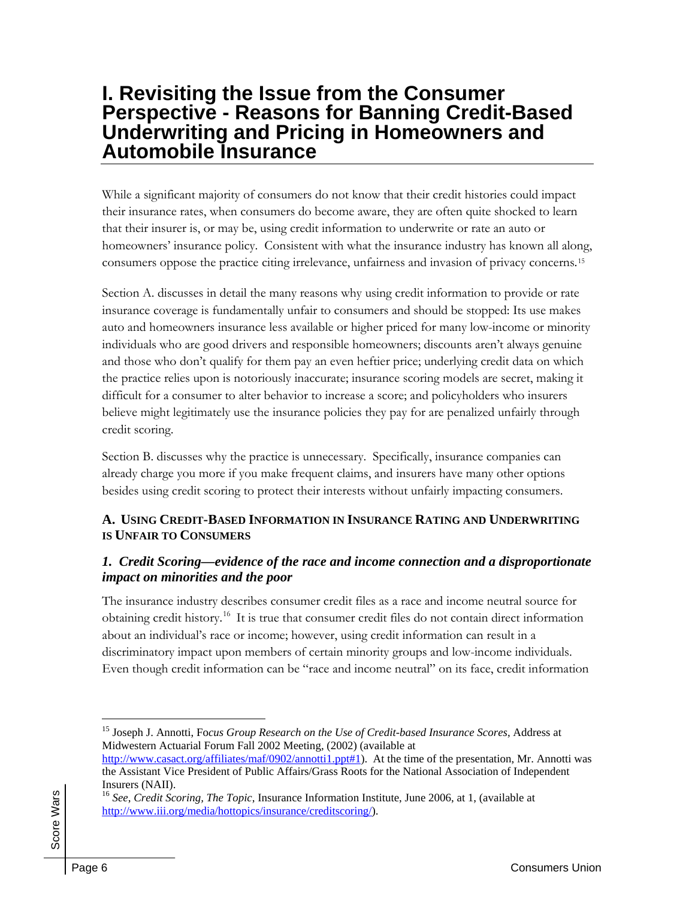# I. Revisiting the Issue from the Consumer Perspective - Reasons for Banning Credit-Based Underwriting and Pricing in Homeowners and Automobile Insurance

While a significant majority of consumers do not know that their credit histories could impact their insurance rates, when consumers do become aware, they are often quite shocked to learn that their insurer is, or may be, using credit information to underwrite or rate an auto or homeowners' insurance policy. Consistent with what the insurance industry has known all along, consumers oppose the practice citing irrelevance, unfairness and invasion of privacy concerns.[15]

Section A. discusses in detail the many reasons why using credit information to provide or rate insurance coverage is fundamentally unfair to consumers and should be stopped: Its use makes auto and homeowners insurance less available or higher priced for many low-income or minority individuals who are good drivers and responsible homeowners; discounts aren't always genuine and those who don't qualify for them pay an even heftier price; underlying credit data on which the practice relies upon is notoriously inaccurate; insurance scoring models are secret, making it difficult for a consumer to alter behavior to increase a score; and policyholders who insurers believe might legitimately use the insurance policies they pay for are penalized unfairly through credit scoring.

Section B. discusses why the practice is unnecessary. Specifically, insurance companies can already charge you more if you make frequent claims, and insurers have many other options besides using credit scoring to protect their interests without unfairly impacting consumers.

## A. Using Credit-Based Information in Insurance Rating and Underwriting is Unfair to Consumers

### *1. Credit Scoring—evidence of the race and income connection and a disproportionate impact on minorities and the poor*

The insurance industry describes consumer credit files as a race and income neutral source for obtaining credit history.[16] It is true that consumer credit files do not contain direct information about an individual's race or income; however, using credit information can result in a discriminatory impact upon members of certain minority groups and low-income individuals. Even though credit information can be "race and income neutral" on its face, credit information

---

[15] Joseph J. Annotti, *Focus Group Research on the Use of Credit-based Insurance Scores*, Address at Midwestern Actuarial Forum Fall 2002 Meeting, (2002) (available at http://www.casact.org/affiliates/maf/0902/annotti1.ppt#1). At the time of the presentation, Mr. Annotti was the Assistant Vice President of Public Affairs/Grass Roots for the National Association of Independent Insurers (NAII).

[16] *See, Credit Scoring, The Topic*, Insurance Information Institute, June 2006, at 1, (available at http://www.iii.org/media/hottopics/insurance/creditscoring/).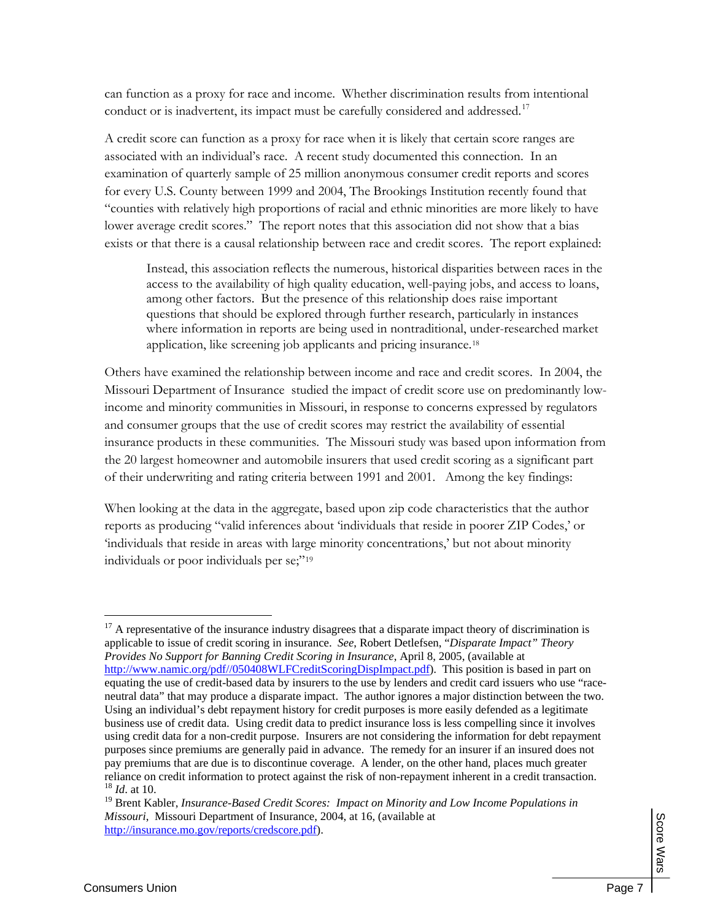can function as a proxy for race and income. Whether discrimination results from intentional conduct or is inadvertent, its impact must be carefully considered and addressed.[17]

A credit score can function as a proxy for race when it is likely that certain score ranges are associated with an individual's race. A recent study documented this connection. In an examination of quarterly sample of 25 million anonymous consumer credit reports and scores for every U.S. County between 1999 and 2004, The Brookings Institution recently found that "counties with relatively high proportions of racial and ethnic minorities are more likely to have lower average credit scores." The report notes that this association did not show that a bias exists or that there is a causal relationship between race and credit scores. The report explained:

> Instead, this association reflects the numerous, historical disparities between races in the access to the availability of high quality education, well-paying jobs, and access to loans, among other factors. But the presence of this relationship does raise important questions that should be explored through further research, particularly in instances where information in reports are being used in nontraditional, under-researched market application, like screening job applicants and pricing insurance.[18]

Others have examined the relationship between income and race and credit scores. In 2004, the Missouri Department of Insurance studied the impact of credit score use on predominantly low-income and minority communities in Missouri, in response to concerns expressed by regulators and consumer groups that the use of credit scores may restrict the availability of essential insurance products in these communities. The Missouri study was based upon information from the 20 largest homeowner and automobile insurers that used credit scoring as a significant part of their underwriting and rating criteria between 1991 and 2001. Among the key findings:

When looking at the data in the aggregate, based upon zip code characteristics that the author reports as producing "valid inferences about 'individuals that reside in poorer ZIP Codes,' or 'individuals that reside in areas with large minority concentrations,' but not about minority individuals or poor individuals per se;"[19]

---

[17] A representative of the insurance industry disagrees that a disparate impact theory of discrimination is applicable to issue of credit scoring in insurance. *See,* Robert Detlefsen, *"Disparate Impact" Theory Provides No Support for Banning Credit Scoring in Insurance*, April 8, 2005, (available at http://www.namic.org/pdf//050408WLFCreditScoringDispImpact.pdf). This position is based in part on equating the use of credit-based data by insurers to the use by lenders and credit card issuers who use "race-neutral data" that may produce a disparate impact. The author ignores a major distinction between the two. Using an individual's debt repayment history for credit purposes is more easily defended as a legitimate business use of credit data. Using credit data to predict insurance loss is less compelling since it involves using credit data for a non-credit purpose. Insurers are not considering the information for debt repayment purposes since premiums are generally paid in advance. The remedy for an insurer if an insured does not pay premiums that are due is to discontinue coverage. A lender, on the other hand, places much greater reliance on credit information to protect against the risk of non-repayment inherent in a credit transaction.

[18] *Id*. at 10.

[19] Brent Kabler, *Insurance-Based Credit Scores: Impact on Minority and Low Income Populations in Missouri*, Missouri Department of Insurance, 2004, at 16, (available at http://insurance.mo.gov/reports/credscore.pdf).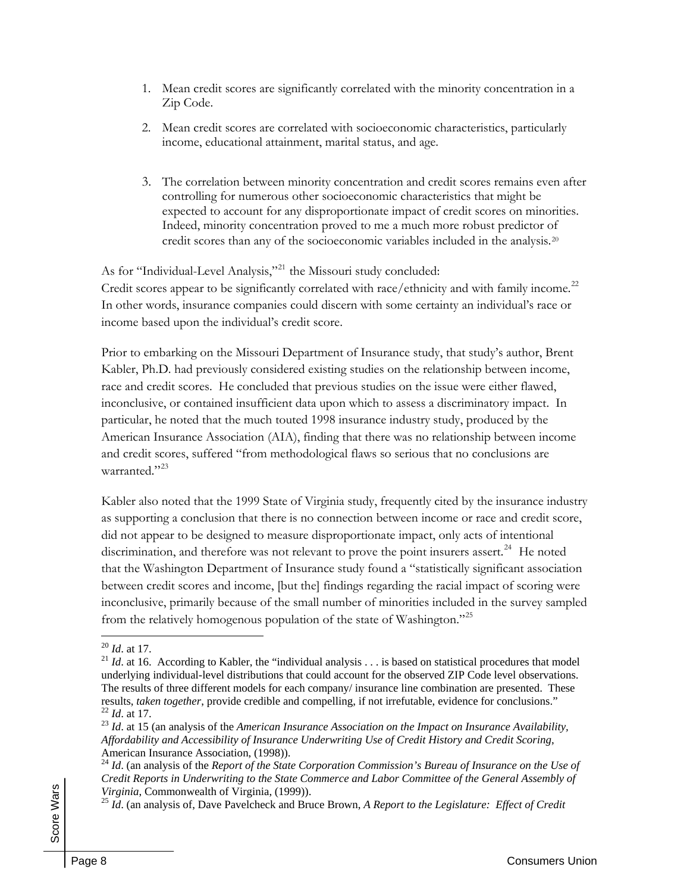1. Mean credit scores are significantly correlated with the minority concentration in a Zip Code.

2. Mean credit scores are correlated with socioeconomic characteristics, particularly income, educational attainment, marital status, and age.

3. The correlation between minority concentration and credit scores remains even after controlling for numerous other socioeconomic characteristics that might be expected to account for any disproportionate impact of credit scores on minorities. Indeed, minority concentration proved to me a much more robust predictor of credit scores than any of the socioeconomic variables included in the analysis.[20]

As for "Individual-Level Analysis,"[21] the Missouri study concluded:
Credit scores appear to be significantly correlated with race/ethnicity and with family income.[22] In other words, insurance companies could discern with some certainty an individual's race or income based upon the individual's credit score.

Prior to embarking on the Missouri Department of Insurance study, that study's author, Brent Kabler, Ph.D. had previously considered existing studies on the relationship between income, race and credit scores. He concluded that previous studies on the issue were either flawed, inconclusive, or contained insufficient data upon which to assess a discriminatory impact. In particular, he noted that the much touted 1998 insurance industry study, produced by the American Insurance Association (AIA), finding that there was no relationship between income and credit scores, suffered "from methodological flaws so serious that no conclusions are warranted."[23]

Kabler also noted that the 1999 State of Virginia study, frequently cited by the insurance industry as supporting a conclusion that there is no connection between income or race and credit score, did not appear to be designed to measure disproportionate impact, only acts of intentional discrimination, and therefore was not relevant to prove the point insurers assert.[24] He noted that the Washington Department of Insurance study found a "statistically significant association between credit scores and income, [but the] findings regarding the racial impact of scoring were inconclusive, primarily because of the small number of minorities included in the survey sampled from the relatively homogenous population of the state of Washington."[25]

---

[20] *Id*. at 17.

[21] *Id*. at 16. According to Kabler, the "individual analysis . . . is based on statistical procedures that model underlying individual-level distributions that could account for the observed ZIP Code level observations. The results of three different models for each company/ insurance line combination are presented. These results, *taken together*, provide credible and compelling, if not irrefutable, evidence for conclusions."

[22] *Id*. at 17.

[23] *Id*. at 15 (an analysis of the *American Insurance Association on the Impact on Insurance Availability, Affordability and Accessibility of Insurance Underwriting Use of Credit History and Credit Scoring*, American Insurance Association, (1998)).

[24] *Id*. (an analysis of the *Report of the State Corporation Commission's Bureau of Insurance on the Use of Credit Reports in Underwriting to the State Commerce and Labor Committee of the General Assembly of Virginia*, Commonwealth of Virginia, (1999)).

[25] *Id*. (an analysis of, Dave Pavelcheck and Bruce Brown, *A Report to the Legislature: Effect of Credit*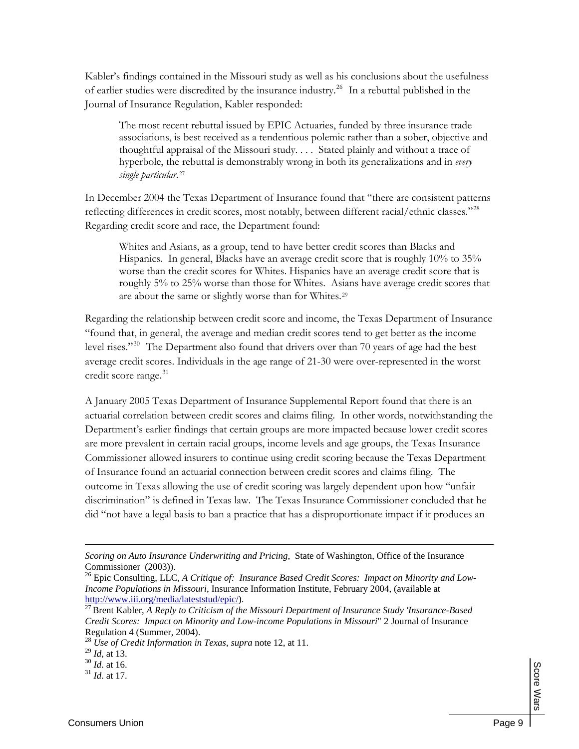Kabler's findings contained in the Missouri study as well as his conclusions about the usefulness of earlier studies were discredited by the insurance industry.[26] In a rebuttal published in the Journal of Insurance Regulation, Kabler responded:

> The most recent rebuttal issued by EPIC Actuaries, funded by three insurance trade associations, is best received as a tendentious polemic rather than a sober, objective and thoughtful appraisal of the Missouri study. . . . Stated plainly and without a trace of hyperbole, the rebuttal is demonstrably wrong in both its generalizations and in *every single particular*.[27]

In December 2004 the Texas Department of Insurance found that "there are consistent patterns reflecting differences in credit scores, most notably, between different racial/ethnic classes."[28] Regarding credit score and race, the Department found:

> Whites and Asians, as a group, tend to have better credit scores than Blacks and Hispanics. In general, Blacks have an average credit score that is roughly 10% to 35% worse than the credit scores for Whites. Hispanics have an average credit score that is roughly 5% to 25% worse than those for Whites. Asians have average credit scores that are about the same or slightly worse than for Whites.[29]

Regarding the relationship between credit score and income, the Texas Department of Insurance "found that, in general, the average and median credit scores tend to get better as the income level rises."[30] The Department also found that drivers over than 70 years of age had the best average credit scores. Individuals in the age range of 21-30 were over-represented in the worst credit score range.[31]

A January 2005 Texas Department of Insurance Supplemental Report found that there is an actuarial correlation between credit scores and claims filing. In other words, notwithstanding the Department's earlier findings that certain groups are more impacted because lower credit scores are more prevalent in certain racial groups, income levels and age groups, the Texas Insurance Commissioner allowed insurers to continue using credit scoring because the Texas Department of Insurance found an actuarial connection between credit scores and claims filing. The outcome in Texas allowing the use of credit scoring was largely dependent upon how "unfair discrimination" is defined in Texas law. The Texas Insurance Commissioner concluded that he did "not have a legal basis to ban a practice that has a disproportionate impact if it produces an

---

*Scoring on Auto Insurance Underwriting and Pricing*, State of Washington, Office of the Insurance Commissioner (2003)).

[26] Epic Consulting, LLC, *A Critique of: Insurance Based Credit Scores: Impact on Minority and Low-Income Populations in Missouri*, Insurance Information Institute, February 2004, (available at http://www.iii.org/media/lateststud/epic/).

[27] Brent Kabler, *A Reply to Criticism of the Missouri Department of Insurance Study 'Insurance-Based Credit Scores: Impact on Minority and Low-income Populations in Missouri*" 2 Journal of Insurance Regulation 4 (Summer, 2004).

[28] *Use of Credit Information in Texas*, *supra* note 12, at 11.

[29] *Id*, at 13.

[30] *Id*. at 16.

[31] *Id*. at 17.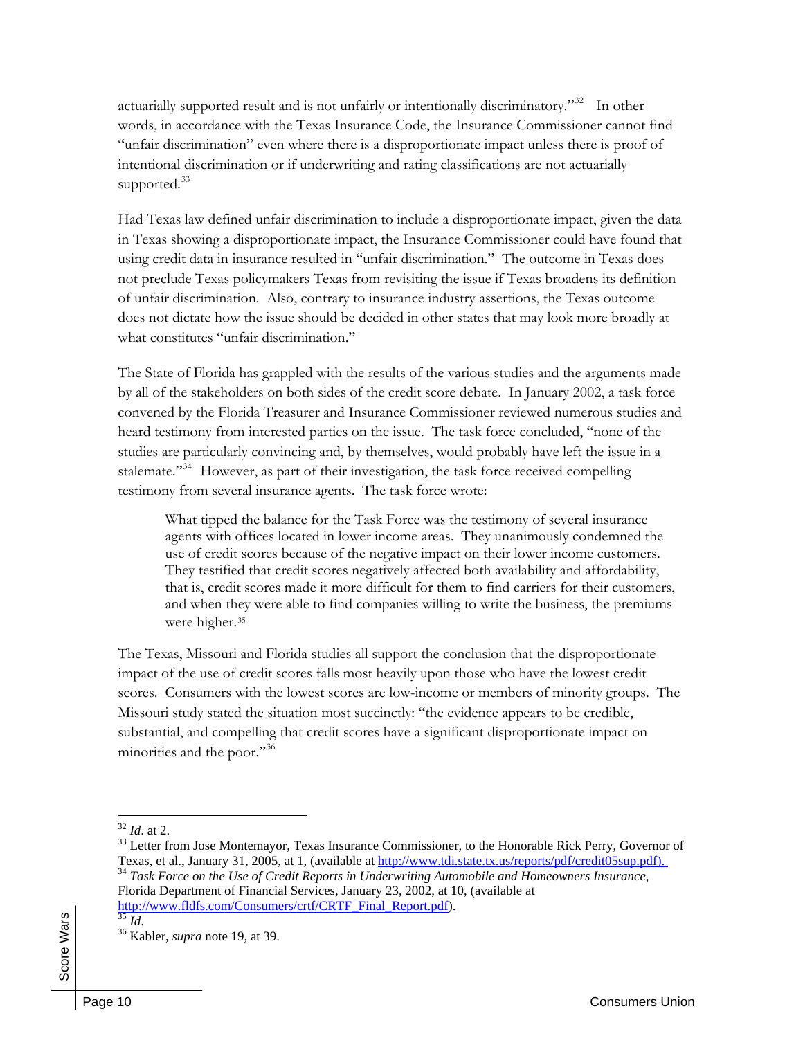actuarially supported result and is not unfairly or intentionally discriminatory."[32] In other words, in accordance with the Texas Insurance Code, the Insurance Commissioner cannot find "unfair discrimination" even where there is a disproportionate impact unless there is proof of intentional discrimination or if underwriting and rating classifications are not actuarially supported.[33]

Had Texas law defined unfair discrimination to include a disproportionate impact, given the data in Texas showing a disproportionate impact, the Insurance Commissioner could have found that using credit data in insurance resulted in "unfair discrimination." The outcome in Texas does not preclude Texas policymakers Texas from revisiting the issue if Texas broadens its definition of unfair discrimination. Also, contrary to insurance industry assertions, the Texas outcome does not dictate how the issue should be decided in other states that may look more broadly at what constitutes "unfair discrimination."

The State of Florida has grappled with the results of the various studies and the arguments made by all of the stakeholders on both sides of the credit score debate. In January 2002, a task force convened by the Florida Treasurer and Insurance Commissioner reviewed numerous studies and heard testimony from interested parties on the issue. The task force concluded, "none of the studies are particularly convincing and, by themselves, would probably have left the issue in a stalemate."[34] However, as part of their investigation, the task force received compelling testimony from several insurance agents. The task force wrote:

> What tipped the balance for the Task Force was the testimony of several insurance agents with offices located in lower income areas. They unanimously condemned the use of credit scores because of the negative impact on their lower income customers. They testified that credit scores negatively affected both availability and affordability, that is, credit scores made it more difficult for them to find carriers for their customers, and when they were able to find companies willing to write the business, the premiums were higher.[35]

The Texas, Missouri and Florida studies all support the conclusion that the disproportionate impact of the use of credit scores falls most heavily upon those who have the lowest credit scores. Consumers with the lowest scores are low-income or members of minority groups. The Missouri study stated the situation most succinctly: "the evidence appears to be credible, substantial, and compelling that credit scores have a significant disproportionate impact on minorities and the poor."[36]

---

[32] *Id*. at 2.

[33] Letter from Jose Montemayor, Texas Insurance Commissioner, to the Honorable Rick Perry, Governor of Texas, et al., January 31, 2005, at 1, (available at http://www.tdi.state.tx.us/reports/pdf/credit05sup.pdf).

[34] *Task Force on the Use of Credit Reports in Underwriting Automobile and Homeowners Insurance,* Florida Department of Financial Services, January 23, 2002, at 10, (available at http://www.fldfs.com/Consumers/crtf/CRTF_Final_Report.pdf).

[35] *Id*.

[36] Kabler, *supra* note 19, at 39.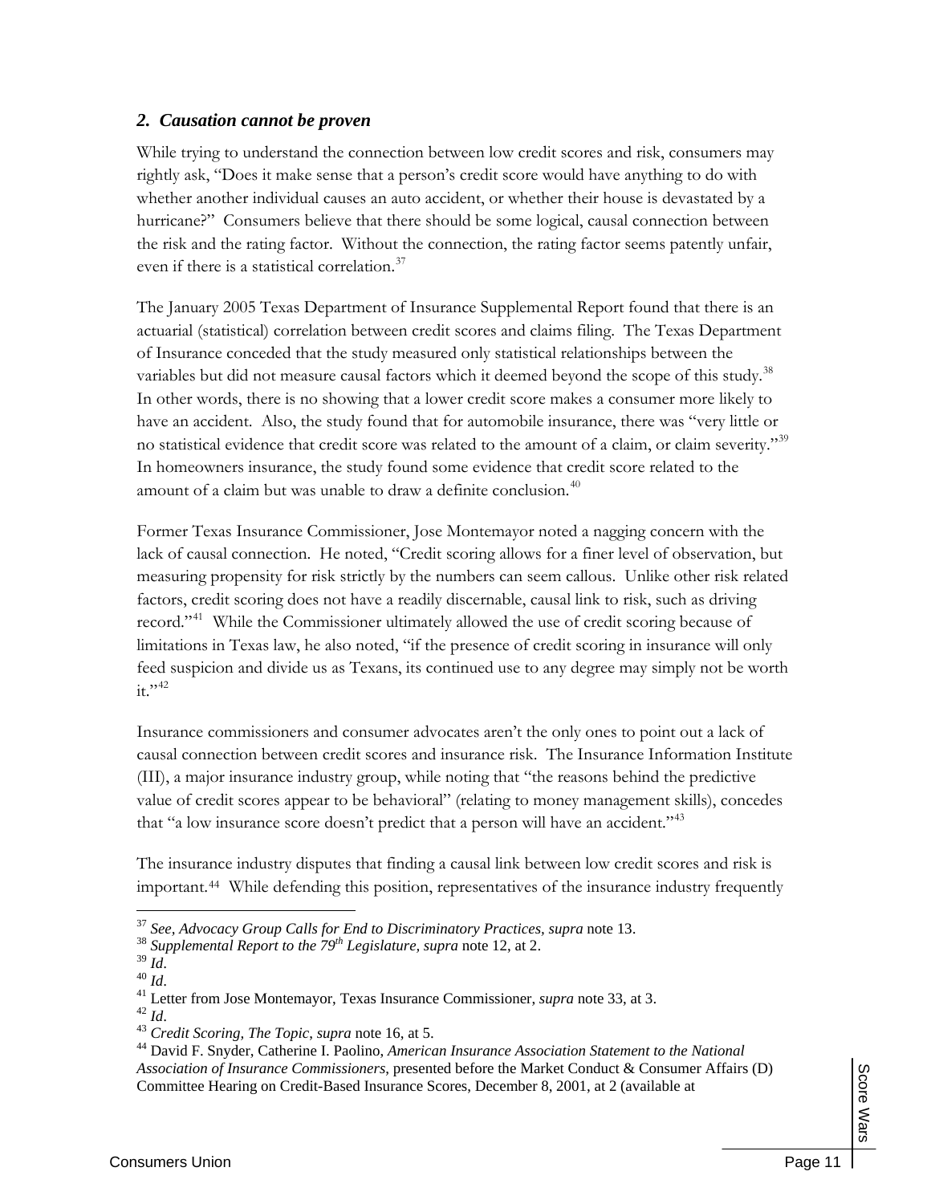### *2. Causation cannot be proven*

While trying to understand the connection between low credit scores and risk, consumers may rightly ask, "Does it make sense that a person's credit score would have anything to do with whether another individual causes an auto accident, or whether their house is devastated by a hurricane?" Consumers believe that there should be some logical, causal connection between the risk and the rating factor. Without the connection, the rating factor seems patently unfair, even if there is a statistical correlation.[37]

The January 2005 Texas Department of Insurance Supplemental Report found that there is an actuarial (statistical) correlation between credit scores and claims filing. The Texas Department of Insurance conceded that the study measured only statistical relationships between the variables but did not measure causal factors which it deemed beyond the scope of this study.[38] In other words, there is no showing that a lower credit score makes a consumer more likely to have an accident. Also, the study found that for automobile insurance, there was "very little or no statistical evidence that credit score was related to the amount of a claim, or claim severity."[39] In homeowners insurance, the study found some evidence that credit score related to the amount of a claim but was unable to draw a definite conclusion.[40]

Former Texas Insurance Commissioner, Jose Montemayor noted a nagging concern with the lack of causal connection. He noted, "Credit scoring allows for a finer level of observation, but measuring propensity for risk strictly by the numbers can seem callous. Unlike other risk related factors, credit scoring does not have a readily discernable, causal link to risk, such as driving record."[41] While the Commissioner ultimately allowed the use of credit scoring because of limitations in Texas law, he also noted, "if the presence of credit scoring in insurance will only feed suspicion and divide us as Texans, its continued use to any degree may simply not be worth it."[42]

Insurance commissioners and consumer advocates aren't the only ones to point out a lack of causal connection between credit scores and insurance risk. The Insurance Information Institute (III), a major insurance industry group, while noting that "the reasons behind the predictive value of credit scores appear to be behavioral" (relating to money management skills), concedes that "a low insurance score doesn't predict that a person will have an accident."[43]

The insurance industry disputes that finding a causal link between low credit scores and risk is important.[44] While defending this position, representatives of the insurance industry frequently

---

[37] *See, Advocacy Group Calls for End to Discriminatory Practices, supra* note 13.

[38] *Supplemental Report to the 79th Legislature, supra* note 12, at 2.

[39] *Id*.

[40] *Id*.

[41] Letter from Jose Montemayor, Texas Insurance Commissioner, *supra* note 33, at 3.

[42] *Id*.

[43] *Credit Scoring, The Topic*, *supra* note 16, at 5.

[44] David F. Snyder, Catherine I. Paolino, *American Insurance Association Statement to the National Association of Insurance Commissioners*, presented before the Market Conduct & Consumer Affairs (D) Committee Hearing on Credit-Based Insurance Scores, December 8, 2001, at 2 (available at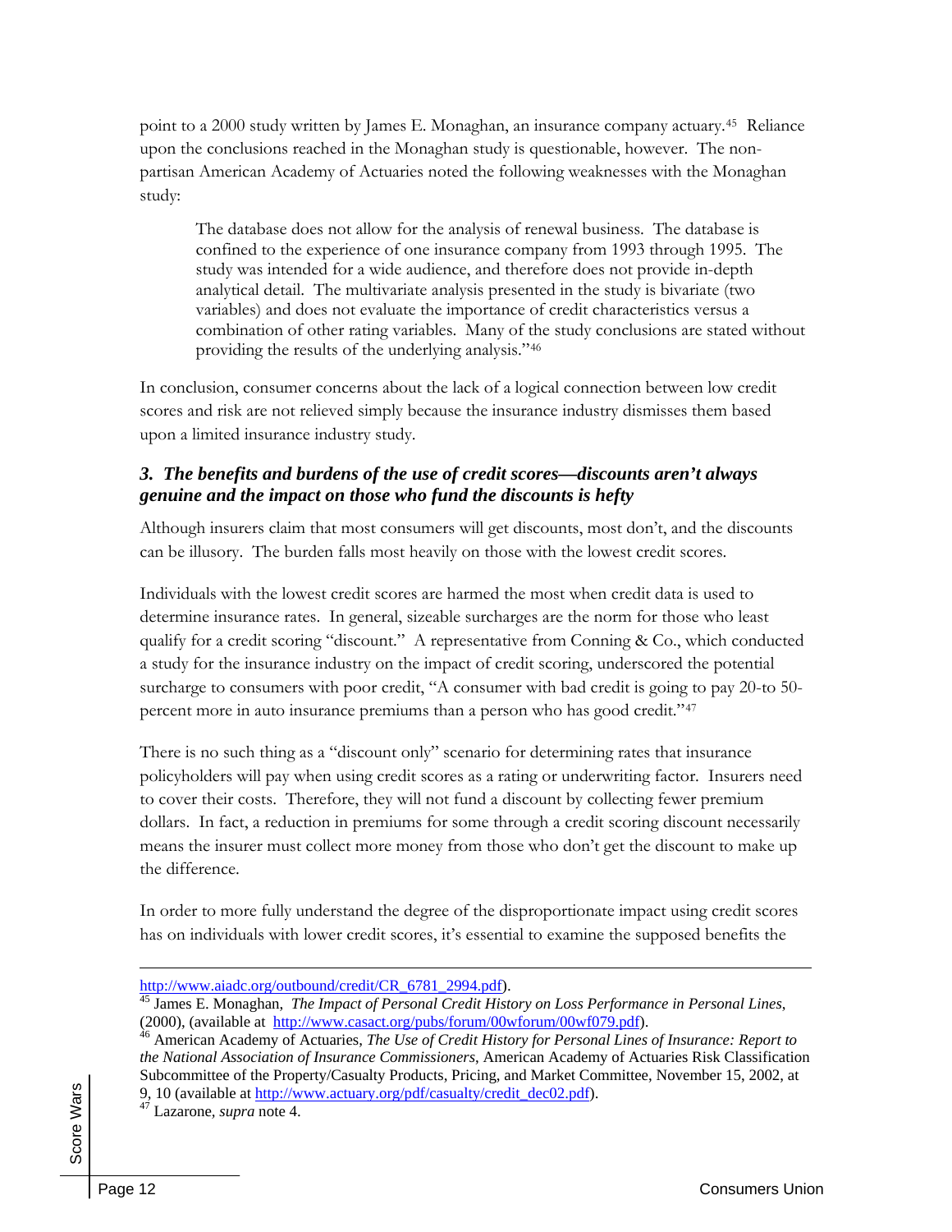point to a 2000 study written by James E. Monaghan, an insurance company actuary.[45] Reliance upon the conclusions reached in the Monaghan study is questionable, however. The non-partisan American Academy of Actuaries noted the following weaknesses with the Monaghan study:

> The database does not allow for the analysis of renewal business. The database is confined to the experience of one insurance company from 1993 through 1995. The study was intended for a wide audience, and therefore does not provide in-depth analytical detail. The multivariate analysis presented in the study is bivariate (two variables) and does not evaluate the importance of credit characteristics versus a combination of other rating variables. Many of the study conclusions are stated without providing the results of the underlying analysis."[46]

In conclusion, consumer concerns about the lack of a logical connection between low credit scores and risk are not relieved simply because the insurance industry dismisses them based upon a limited insurance industry study.

### *3. The benefits and burdens of the use of credit scores—discounts aren't always genuine and the impact on those who fund the discounts is hefty*

Although insurers claim that most consumers will get discounts, most don't, and the discounts can be illusory. The burden falls most heavily on those with the lowest credit scores.

Individuals with the lowest credit scores are harmed the most when credit data is used to determine insurance rates. In general, sizeable surcharges are the norm for those who least qualify for a credit scoring "discount." A representative from Conning & Co., which conducted a study for the insurance industry on the impact of credit scoring, underscored the potential surcharge to consumers with poor credit, "A consumer with bad credit is going to pay 20-to 50-percent more in auto insurance premiums than a person who has good credit."[47]

There is no such thing as a "discount only" scenario for determining rates that insurance policyholders will pay when using credit scores as a rating or underwriting factor. Insurers need to cover their costs. Therefore, they will not fund a discount by collecting fewer premium dollars. In fact, a reduction in premiums for some through a credit scoring discount necessarily means the insurer must collect more money from those who don't get the discount to make up the difference.

In order to more fully understand the degree of the disproportionate impact using credit scores has on individuals with lower credit scores, it's essential to examine the supposed benefits the

---

http://www.aiadc.org/outbound/credit/CR_6781_2994.pdf).

[45] James E. Monaghan, *The Impact of Personal Credit History on Loss Performance in Personal Lines*, (2000), (available at http://www.casact.org/pubs/forum/00wforum/00wf079.pdf).

[46] American Academy of Actuaries, *The Use of Credit History for Personal Lines of Insurance: Report to the National Association of Insurance Commissioners*, American Academy of Actuaries Risk Classification Subcommittee of the Property/Casualty Products, Pricing, and Market Committee, November 15, 2002, at 9, 10 (available at http://www.actuary.org/pdf/casualty/credit_dec02.pdf).

[47] Lazarone, *supra* note 4.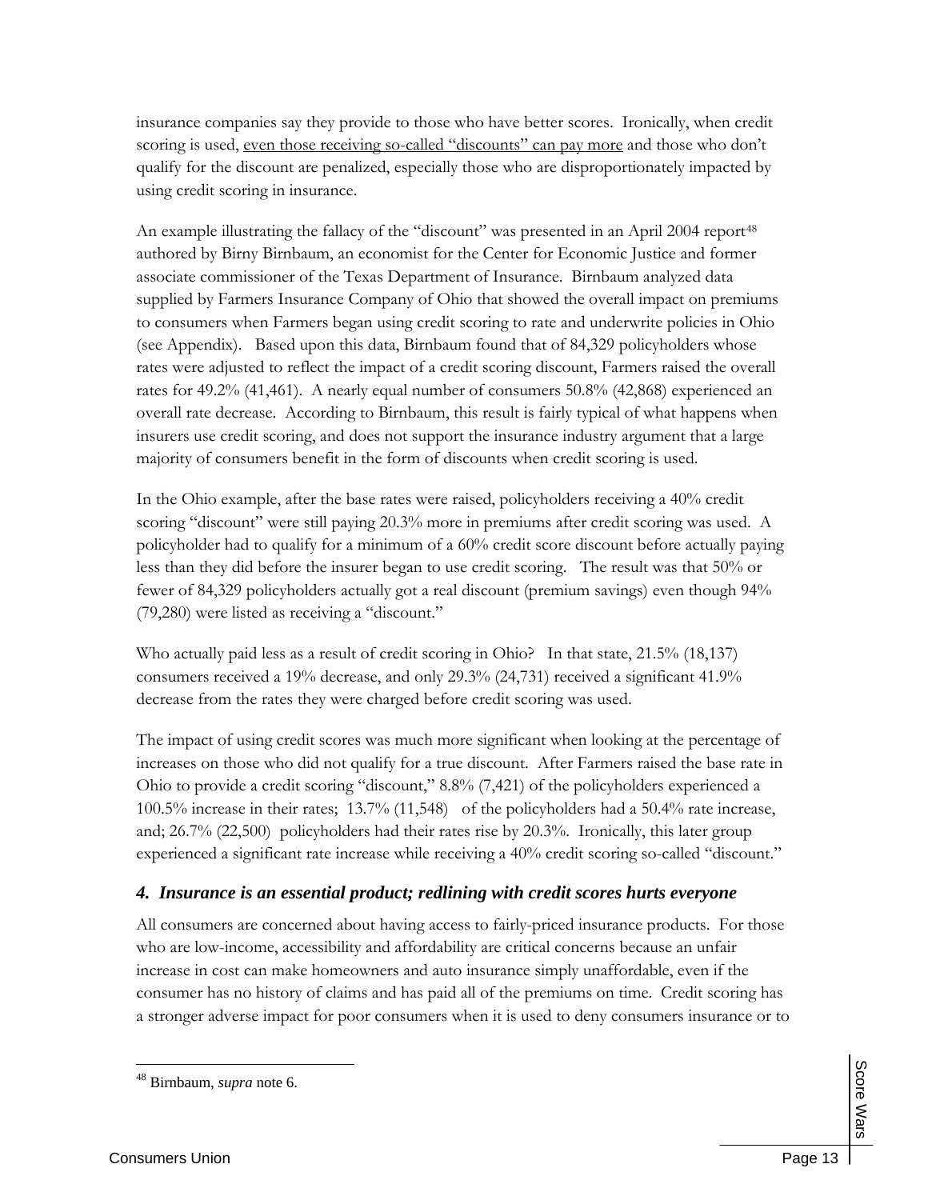insurance companies say they provide to those who have better scores. Ironically, when credit scoring is used, <u>even those receiving so-called "discounts" can pay more</u> and those who don't qualify for the discount are penalized, especially those who are disproportionately impacted by using credit scoring in insurance.

An example illustrating the fallacy of the "discount" was presented in an April 2004 report[48] authored by Birny Birnbaum, an economist for the Center for Economic Justice and former associate commissioner of the Texas Department of Insurance. Birnbaum analyzed data supplied by Farmers Insurance Company of Ohio that showed the overall impact on premiums to consumers when Farmers began using credit scoring to rate and underwrite policies in Ohio (see Appendix). Based upon this data, Birnbaum found that of 84,329 policyholders whose rates were adjusted to reflect the impact of a credit scoring discount, Farmers raised the overall rates for 49.2% (41,461). A nearly equal number of consumers 50.8% (42,868) experienced an overall rate decrease. According to Birnbaum, this result is fairly typical of what happens when insurers use credit scoring, and does not support the insurance industry argument that a large majority of consumers benefit in the form of discounts when credit scoring is used.

In the Ohio example, after the base rates were raised, policyholders receiving a 40% credit scoring "discount" were still paying 20.3% more in premiums after credit scoring was used. A policyholder had to qualify for a minimum of a 60% credit score discount before actually paying less than they did before the insurer began to use credit scoring. The result was that 50% or fewer of 84,329 policyholders actually got a real discount (premium savings) even though 94% (79,280) were listed as receiving a "discount."

Who actually paid less as a result of credit scoring in Ohio? In that state, 21.5% (18,137) consumers received a 19% decrease, and only 29.3% (24,731) received a significant 41.9% decrease from the rates they were charged before credit scoring was used.

The impact of using credit scores was much more significant when looking at the percentage of increases on those who did not qualify for a true discount. After Farmers raised the base rate in Ohio to provide a credit scoring "discount," 8.8% (7,421) of the policyholders experienced a 100.5% increase in their rates; 13.7% (11,548) of the policyholders had a 50.4% rate increase, and; 26.7% (22,500) policyholders had their rates rise by 20.3%. Ironically, this later group experienced a significant rate increase while receiving a 40% credit scoring so-called "discount."

### *4. Insurance is an essential product; redlining with credit scores hurts everyone*

All consumers are concerned about having access to fairly-priced insurance products. For those who are low-income, accessibility and affordability are critical concerns because an unfair increase in cost can make homeowners and auto insurance simply unaffordable, even if the consumer has no history of claims and has paid all of the premiums on time. Credit scoring has a stronger adverse impact for poor consumers when it is used to deny consumers insurance or to

---

[48] Birnbaum, *supra* note 6.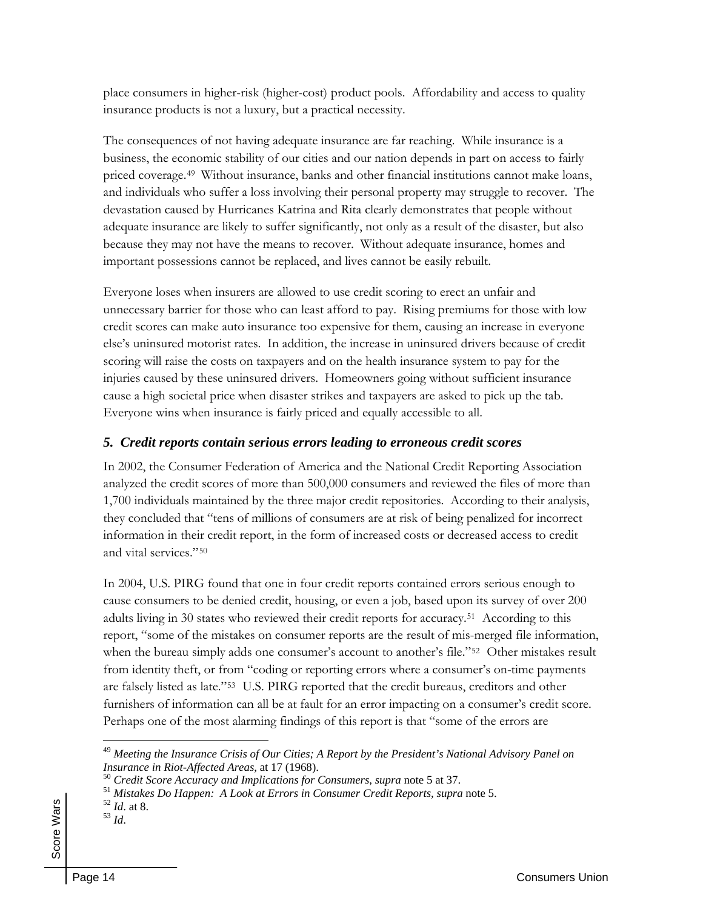place consumers in higher-risk (higher-cost) product pools. Affordability and access to quality insurance products is not a luxury, but a practical necessity.

The consequences of not having adequate insurance are far reaching. While insurance is a business, the economic stability of our cities and our nation depends in part on access to fairly priced coverage.[49] Without insurance, banks and other financial institutions cannot make loans, and individuals who suffer a loss involving their personal property may struggle to recover. The devastation caused by Hurricanes Katrina and Rita clearly demonstrates that people without adequate insurance are likely to suffer significantly, not only as a result of the disaster, but also because they may not have the means to recover. Without adequate insurance, homes and important possessions cannot be replaced, and lives cannot be easily rebuilt.

Everyone loses when insurers are allowed to use credit scoring to erect an unfair and unnecessary barrier for those who can least afford to pay. Rising premiums for those with low credit scores can make auto insurance too expensive for them, causing an increase in everyone else's uninsured motorist rates. In addition, the increase in uninsured drivers because of credit scoring will raise the costs on taxpayers and on the health insurance system to pay for the injuries caused by these uninsured drivers. Homeowners going without sufficient insurance cause a high societal price when disaster strikes and taxpayers are asked to pick up the tab. Everyone wins when insurance is fairly priced and equally accessible to all.

### *5. Credit reports contain serious errors leading to erroneous credit scores*

In 2002, the Consumer Federation of America and the National Credit Reporting Association analyzed the credit scores of more than 500,000 consumers and reviewed the files of more than 1,700 individuals maintained by the three major credit repositories. According to their analysis, they concluded that "tens of millions of consumers are at risk of being penalized for incorrect information in their credit report, in the form of increased costs or decreased access to credit and vital services."[50]

In 2004, U.S. PIRG found that one in four credit reports contained errors serious enough to cause consumers to be denied credit, housing, or even a job, based upon its survey of over 200 adults living in 30 states who reviewed their credit reports for accuracy.[51] According to this report, "some of the mistakes on consumer reports are the result of mis-merged file information, when the bureau simply adds one consumer's account to another's file."[52] Other mistakes result from identity theft, or from "coding or reporting errors where a consumer's on-time payments are falsely listed as late."[53] U.S. PIRG reported that the credit bureaus, creditors and other furnishers of information can all be at fault for an error impacting on a consumer's credit score. Perhaps one of the most alarming findings of this report is that "some of the errors are

---

[49] *Meeting the Insurance Crisis of Our Cities; A Report by the President's National Advisory Panel on Insurance in Riot-Affected Areas,* at 17 (1968).

[50] *Credit Score Accuracy and Implications for Consumers, supra* note 5 at 37.

[51] *Mistakes Do Happen: A Look at Errors in Consumer Credit Reports, supra* note 5.

[52] *Id*. at 8.

[53] *Id*.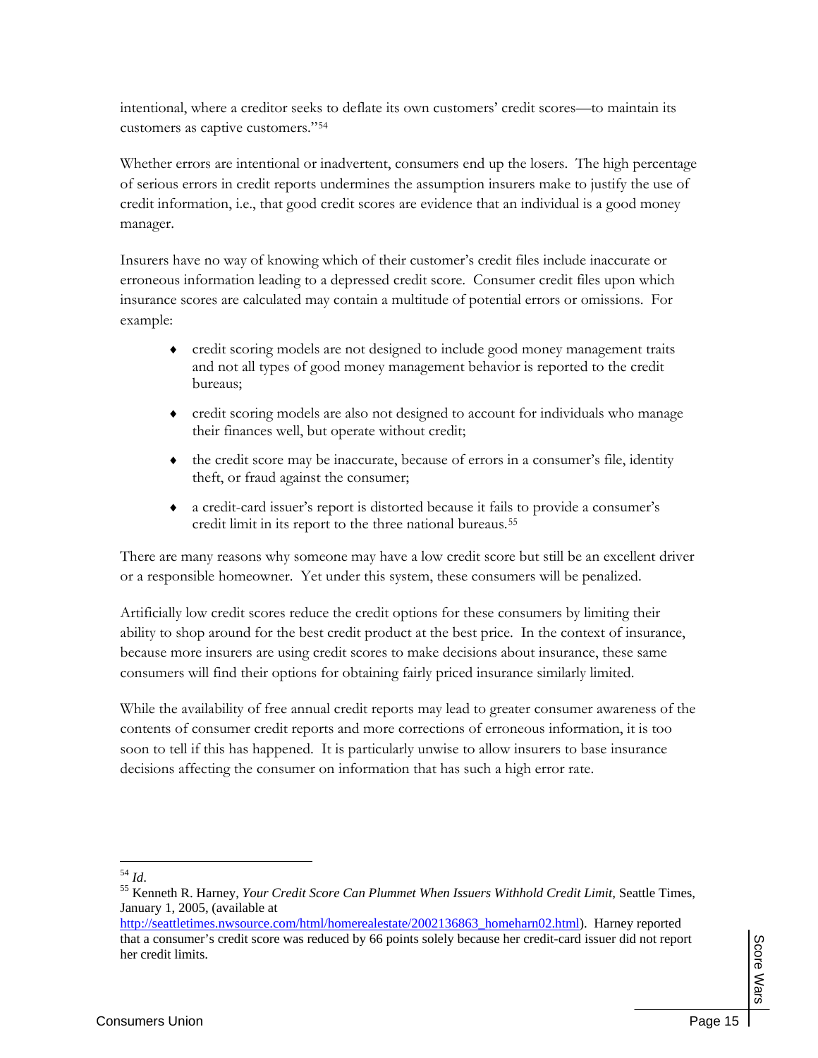intentional, where a creditor seeks to deflate its own customers' credit scores—to maintain its customers as captive customers."[54]

Whether errors are intentional or inadvertent, consumers end up the losers. The high percentage of serious errors in credit reports undermines the assumption insurers make to justify the use of credit information, i.e., that good credit scores are evidence that an individual is a good money manager.

Insurers have no way of knowing which of their customer's credit files include inaccurate or erroneous information leading to a depressed credit score. Consumer credit files upon which insurance scores are calculated may contain a multitude of potential errors or omissions. For example:

- credit scoring models are not designed to include good money management traits and not all types of good money management behavior is reported to the credit bureaus;
- credit scoring models are also not designed to account for individuals who manage their finances well, but operate without credit;
- the credit score may be inaccurate, because of errors in a consumer's file, identity theft, or fraud against the consumer;
- a credit-card issuer's report is distorted because it fails to provide a consumer's credit limit in its report to the three national bureaus.[55]

There are many reasons why someone may have a low credit score but still be an excellent driver or a responsible homeowner. Yet under this system, these consumers will be penalized.

Artificially low credit scores reduce the credit options for these consumers by limiting their ability to shop around for the best credit product at the best price. In the context of insurance, because more insurers are using credit scores to make decisions about insurance, these same consumers will find their options for obtaining fairly priced insurance similarly limited.

While the availability of free annual credit reports may lead to greater consumer awareness of the contents of consumer credit reports and more corrections of erroneous information, it is too soon to tell if this has happened. It is particularly unwise to allow insurers to base insurance decisions affecting the consumer on information that has such a high error rate.

---

[54] *Id*.

[55] Kenneth R. Harney, *Your Credit Score Can Plummet When Issuers Withhold Credit Limit,* Seattle Times, January 1, 2005, (available at http://seattletimes.nwsource.com/html/homerealestate/2002136863_homeharn02.html). Harney reported that a consumer's credit score was reduced by 66 points solely because her credit-card issuer did not report her credit limits.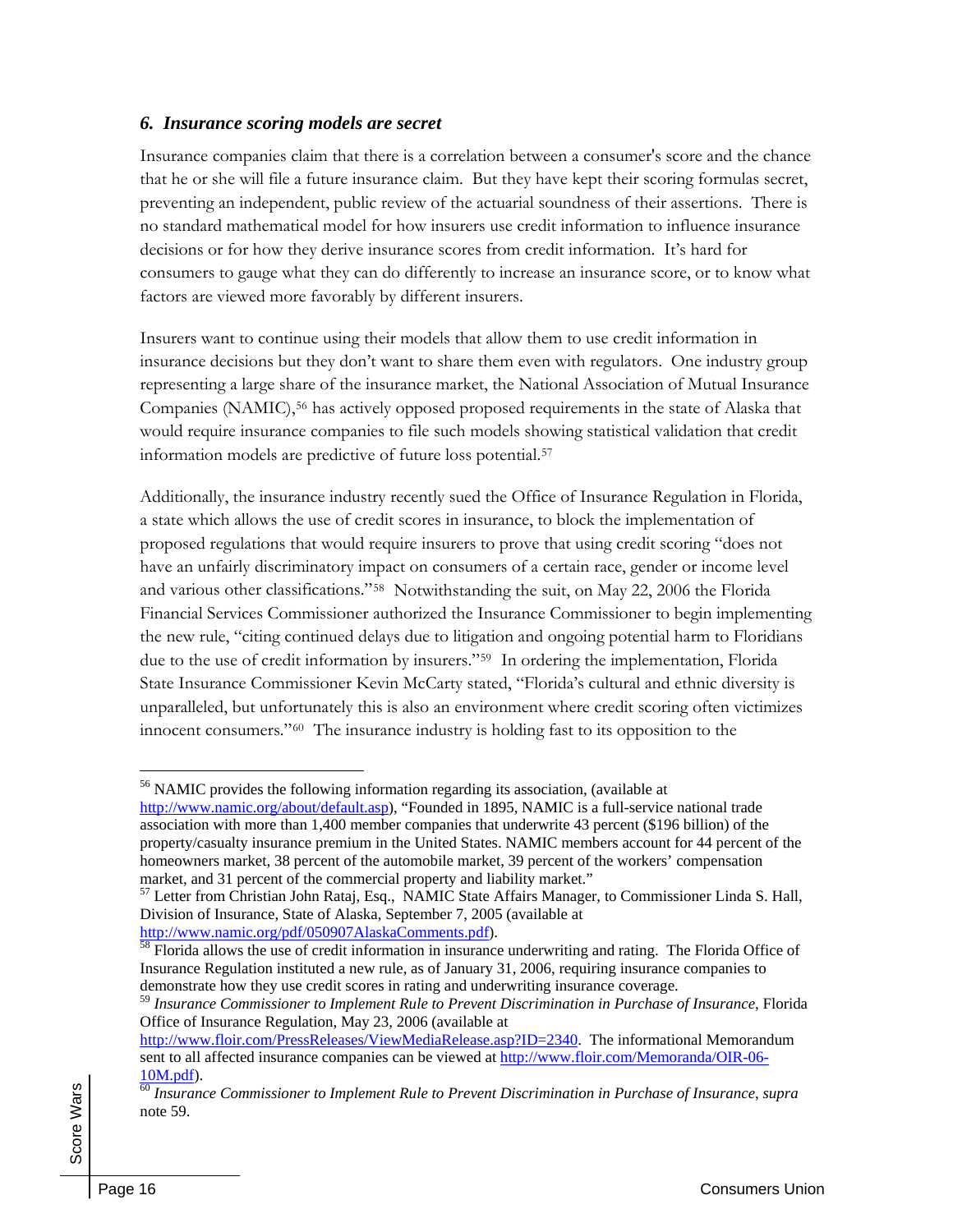### *6. Insurance scoring models are secret*

Insurance companies claim that there is a correlation between a consumer's score and the chance that he or she will file a future insurance claim. But they have kept their scoring formulas secret, preventing an independent, public review of the actuarial soundness of their assertions. There is no standard mathematical model for how insurers use credit information to influence insurance decisions or for how they derive insurance scores from credit information. It's hard for consumers to gauge what they can do differently to increase an insurance score, or to know what factors are viewed more favorably by different insurers.

Insurers want to continue using their models that allow them to use credit information in insurance decisions but they don't want to share them even with regulators. One industry group representing a large share of the insurance market, the National Association of Mutual Insurance Companies (NAMIC),[56] has actively opposed proposed requirements in the state of Alaska that would require insurance companies to file such models showing statistical validation that credit information models are predictive of future loss potential.[57]

Additionally, the insurance industry recently sued the Office of Insurance Regulation in Florida, a state which allows the use of credit scores in insurance, to block the implementation of proposed regulations that would require insurers to prove that using credit scoring "does not have an unfairly discriminatory impact on consumers of a certain race, gender or income level and various other classifications."[58] Notwithstanding the suit, on May 22, 2006 the Florida Financial Services Commissioner authorized the Insurance Commissioner to begin implementing the new rule, "citing continued delays due to litigation and ongoing potential harm to Floridians due to the use of credit information by insurers."[59] In ordering the implementation, Florida State Insurance Commissioner Kevin McCarty stated, "Florida's cultural and ethnic diversity is unparalleled, but unfortunately this is also an environment where credit scoring often victimizes innocent consumers."[60] The insurance industry is holding fast to its opposition to the

---

[56] NAMIC provides the following information regarding its association, (available at http://www.namic.org/about/default.asp), "Founded in 1895, NAMIC is a full-service national trade association with more than 1,400 member companies that underwrite 43 percent ($196 billion) of the property/casualty insurance premium in the United States. NAMIC members account for 44 percent of the homeowners market, 38 percent of the automobile market, 39 percent of the workers' compensation market, and 31 percent of the commercial property and liability market."

[57] Letter from Christian John Rataj, Esq., NAMIC State Affairs Manager, to Commissioner Linda S. Hall, Division of Insurance, State of Alaska, September 7, 2005 (available at http://www.namic.org/pdf/050907AlaskaComments.pdf).

[58] Florida allows the use of credit information in insurance underwriting and rating. The Florida Office of Insurance Regulation instituted a new rule, as of January 31, 2006, requiring insurance companies to demonstrate how they use credit scores in rating and underwriting insurance coverage.

[59] *Insurance Commissioner to Implement Rule to Prevent Discrimination in Purchase of Insurance*, Florida Office of Insurance Regulation, May 23, 2006 (available at http://www.floir.com/PressReleases/ViewMediaRelease.asp?ID=2340. The informational Memorandum sent to all affected insurance companies can be viewed at http://www.floir.com/Memoranda/OIR-06-10M.pdf).

[60] *Insurance Commissioner to Implement Rule to Prevent Discrimination in Purchase of Insurance*, *supra* note 59.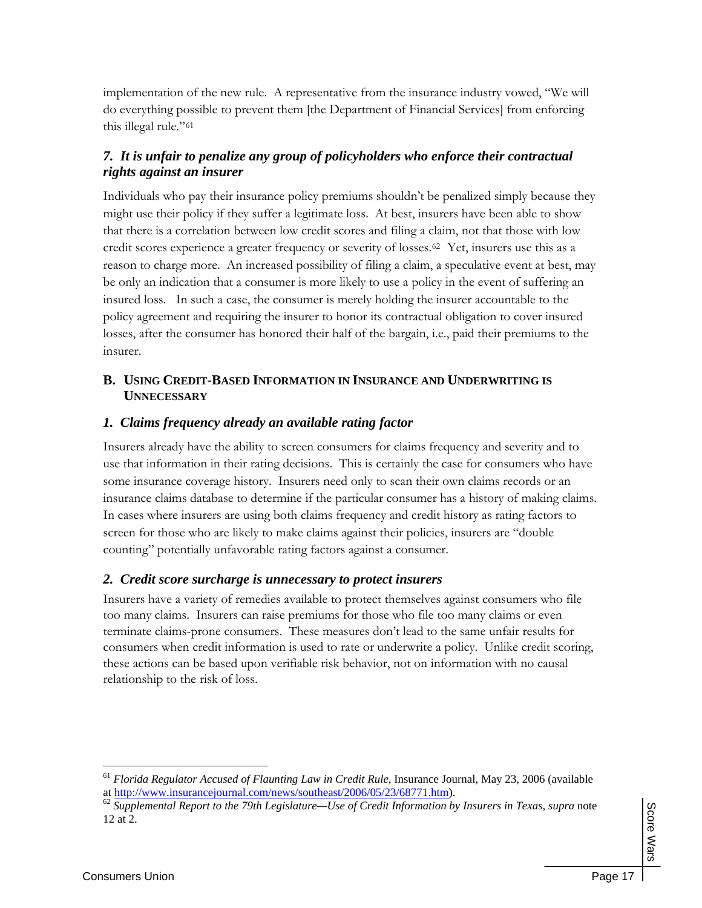implementation of the new rule. A representative from the insurance industry vowed, "We will do everything possible to prevent them [the Department of Financial Services] from enforcing this illegal rule."[61]

### *7. It is unfair to penalize any group of policyholders who enforce their contractual rights against an insurer*

Individuals who pay their insurance policy premiums shouldn't be penalized simply because they might use their policy if they suffer a legitimate loss. At best, insurers have been able to show that there is a correlation between low credit scores and filing a claim, not that those with low credit scores experience a greater frequency or severity of losses.[62] Yet, insurers use this as a reason to charge more. An increased possibility of filing a claim, a speculative event at best, may be only an indication that a consumer is more likely to use a policy in the event of suffering an insured loss. In such a case, the consumer is merely holding the insurer accountable to the policy agreement and requiring the insurer to honor its contractual obligation to cover insured losses, after the consumer has honored their half of the bargain, i.e., paid their premiums to the insurer.

## B. Using Credit-Based Information in Insurance and Underwriting is Unnecessary

### *1. Claims frequency already an available rating factor*

Insurers already have the ability to screen consumers for claims frequency and severity and to use that information in their rating decisions. This is certainly the case for consumers who have some insurance coverage history. Insurers need only to scan their own claims records or an insurance claims database to determine if the particular consumer has a history of making claims. In cases where insurers are using both claims frequency and credit history as rating factors to screen for those who are likely to make claims against their policies, insurers are "double counting" potentially unfavorable rating factors against a consumer.

### *2. Credit score surcharge is unnecessary to protect insurers*

Insurers have a variety of remedies available to protect themselves against consumers who file too many claims. Insurers can raise premiums for those who file too many claims or even terminate claims-prone consumers. These measures don't lead to the same unfair results for consumers when credit information is used to rate or underwrite a policy. Unlike credit scoring, these actions can be based upon verifiable risk behavior, not on information with no causal relationship to the risk of loss.

---

[61] *Florida Regulator Accused of Flaunting Law in Credit Rule*, Insurance Journal, May 23, 2006 (available at http://www.insurancejournal.com/news/southeast/2006/05/23/68771.htm).

[62] *Supplemental Report to the 79th Legislature—Use of Credit Information by Insurers in Texas, supra* note 12 at 2.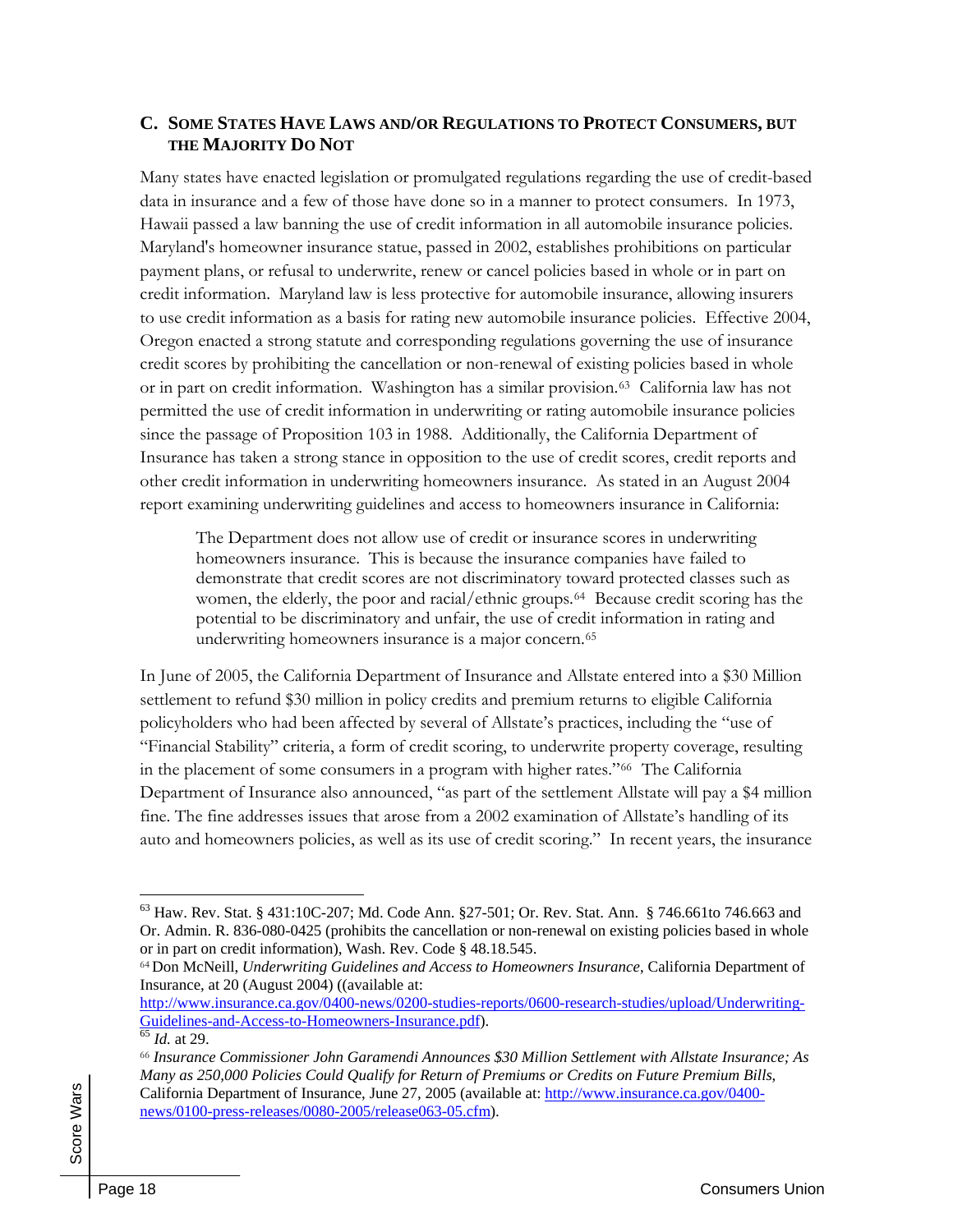### C. Some States Have Laws and/or Regulations to Protect Consumers, but the Majority Do Not

Many states have enacted legislation or promulgated regulations regarding the use of credit-based data in insurance and a few of those have done so in a manner to protect consumers. In 1973, Hawaii passed a law banning the use of credit information in all automobile insurance policies. Maryland's homeowner insurance statue, passed in 2002, establishes prohibitions on particular payment plans, or refusal to underwrite, renew or cancel policies based in whole or in part on credit information. Maryland law is less protective for automobile insurance, allowing insurers to use credit information as a basis for rating new automobile insurance policies. Effective 2004, Oregon enacted a strong statute and corresponding regulations governing the use of insurance credit scores by prohibiting the cancellation or non-renewal of existing policies based in whole or in part on credit information. Washington has a similar provision.[63] California law has not permitted the use of credit information in underwriting or rating automobile insurance policies since the passage of Proposition 103 in 1988. Additionally, the California Department of Insurance has taken a strong stance in opposition to the use of credit scores, credit reports and other credit information in underwriting homeowners insurance. As stated in an August 2004 report examining underwriting guidelines and access to homeowners insurance in California:

> The Department does not allow use of credit or insurance scores in underwriting homeowners insurance. This is because the insurance companies have failed to demonstrate that credit scores are not discriminatory toward protected classes such as women, the elderly, the poor and racial/ethnic groups.[64] Because credit scoring has the potential to be discriminatory and unfair, the use of credit information in rating and underwriting homeowners insurance is a major concern.[65]

In June of 2005, the California Department of Insurance and Allstate entered into a $30 Million settlement to refund $30 million in policy credits and premium returns to eligible California policyholders who had been affected by several of Allstate's practices, including the "use of "Financial Stability" criteria, a form of credit scoring, to underwrite property coverage, resulting in the placement of some consumers in a program with higher rates."[66] The California Department of Insurance also announced, "as part of the settlement Allstate will pay a $4 million fine. The fine addresses issues that arose from a 2002 examination of Allstate's handling of its auto and homeowners policies, as well as its use of credit scoring." In recent years, the insurance

---

[63] Haw. Rev. Stat. § 431:10C-207; Md. Code Ann. §27-501; Or. Rev. Stat. Ann. § 746.661to 746.663 and Or. Admin. R. 836-080-0425 (prohibits the cancellation or non-renewal on existing policies based in whole or in part on credit information), Wash. Rev. Code § 48.18.545.

[64] Don McNeill, *Underwriting Guidelines and Access to Homeowners Insurance*, California Department of Insurance, at 20 (August 2004) ((available at: http://www.insurance.ca.gov/0400-news/0200-studies-reports/0600-research-studies/upload/Underwriting-Guidelines-and-Access-to-Homeowners-Insurance.pdf).

[65] *Id.* at 29.

[66] ***Insurance Commissioner John Garamendi Announces $30 Million Settlement with Allstate Insurance; As Many as 250,000 Policies Could Qualify for Return of Premiums or Credits on Future Premium Bills***, California Department of Insurance, June 27, 2005 (available at: http://www.insurance.ca.gov/0400-news/0100-press-releases/0080-2005/release063-05.cfm).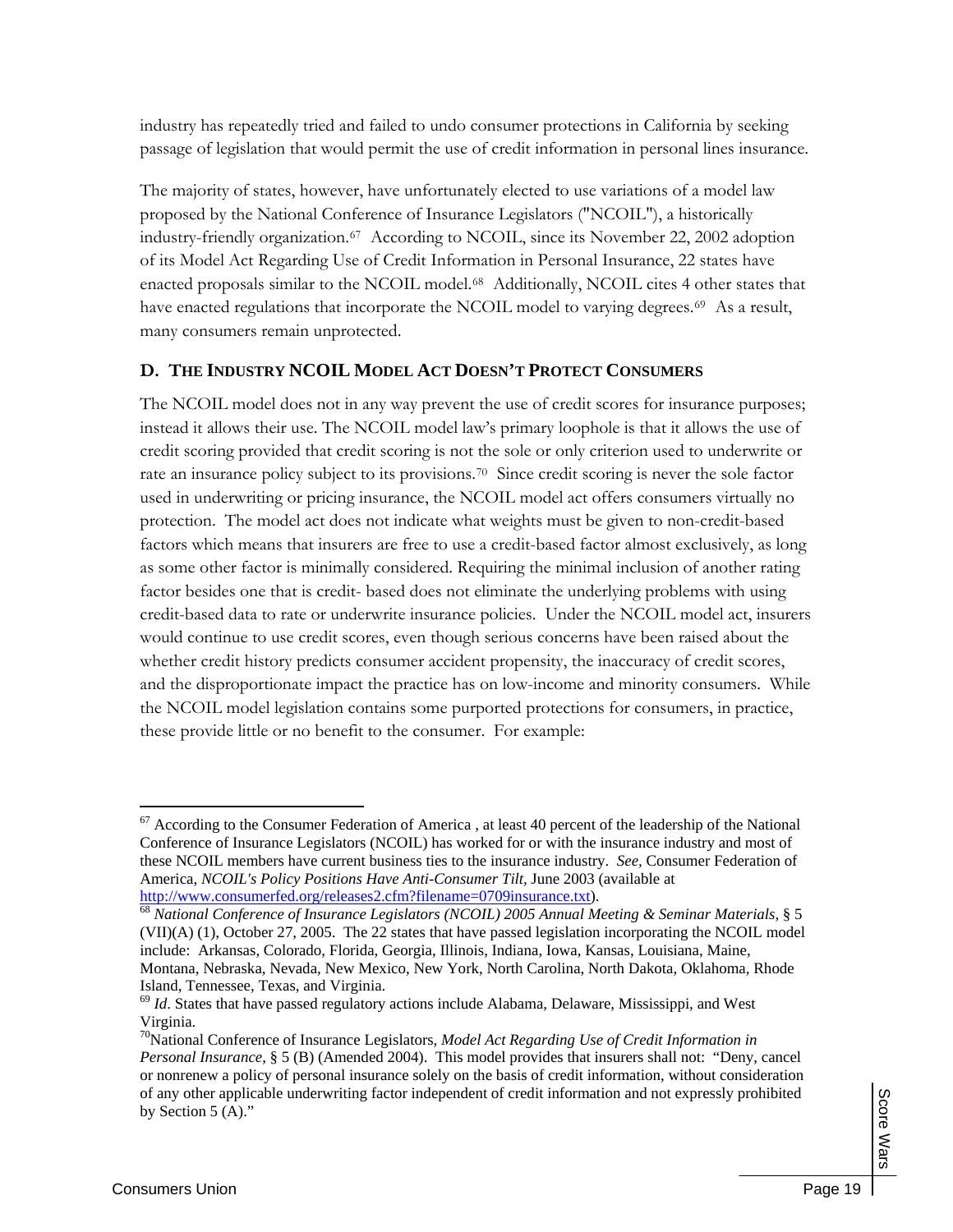industry has repeatedly tried and failed to undo consumer protections in California by seeking passage of legislation that would permit the use of credit information in personal lines insurance.

The majority of states, however, have unfortunately elected to use variations of a model law proposed by the National Conference of Insurance Legislators ("NCOIL"), a historically industry-friendly organization.[67] According to NCOIL, since its November 22, 2002 adoption of its Model Act Regarding Use of Credit Information in Personal Insurance, 22 states have enacted proposals similar to the NCOIL model.[68] Additionally, NCOIL cites 4 other states that have enacted regulations that incorporate the NCOIL model to varying degrees.[69] As a result, many consumers remain unprotected.

### D. The Industry NCOIL Model Act Doesn't Protect Consumers

The NCOIL model does not in any way prevent the use of credit scores for insurance purposes; instead it allows their use. The NCOIL model law's primary loophole is that it allows the use of credit scoring provided that credit scoring is not the sole or only criterion used to underwrite or rate an insurance policy subject to its provisions.[70] Since credit scoring is never the sole factor used in underwriting or pricing insurance, the NCOIL model act offers consumers virtually no protection. The model act does not indicate what weights must be given to non-credit-based factors which means that insurers are free to use a credit-based factor almost exclusively, as long as some other factor is minimally considered. Requiring the minimal inclusion of another rating factor besides one that is credit- based does not eliminate the underlying problems with using credit-based data to rate or underwrite insurance policies. Under the NCOIL model act, insurers would continue to use credit scores, even though serious concerns have been raised about the whether credit history predicts consumer accident propensity, the inaccuracy of credit scores, and the disproportionate impact the practice has on low-income and minority consumers. While the NCOIL model legislation contains some purported protections for consumers, in practice, these provide little or no benefit to the consumer. For example:

---

[67] According to the Consumer Federation of America , at least 40 percent of the leadership of the National Conference of Insurance Legislators (NCOIL) has worked for or with the insurance industry and most of these NCOIL members have current business ties to the insurance industry. *See,* Consumer Federation of America, *NCOIL's Policy Positions Have Anti-Consumer Tilt,* June 2003 (available at http://www.consumerfed.org/releases2.cfm?filename=0709insurance.txt).

[68] *National Conference of Insurance Legislators (NCOIL) 2005 Annual Meeting & Seminar Materials*, § 5 (VII)(A) (1), October 27, 2005. The 22 states that have passed legislation incorporating the NCOIL model include: Arkansas, Colorado, Florida, Georgia, Illinois, Indiana, Iowa, Kansas, Louisiana, Maine, Montana, Nebraska, Nevada, New Mexico, New York, North Carolina, North Dakota, Oklahoma, Rhode Island, Tennessee, Texas, and Virginia.

[69] *Id*. States that have passed regulatory actions include Alabama, Delaware, Mississippi, and West Virginia.

[70] National Conference of Insurance Legislators, *Model Act Regarding Use of Credit Information in Personal Insurance*, § 5 (B) (Amended 2004). This model provides that insurers shall not: "Deny, cancel or nonrenew a policy of personal insurance solely on the basis of credit information, without consideration of any other applicable underwriting factor independent of credit information and not expressly prohibited by Section 5 (A)."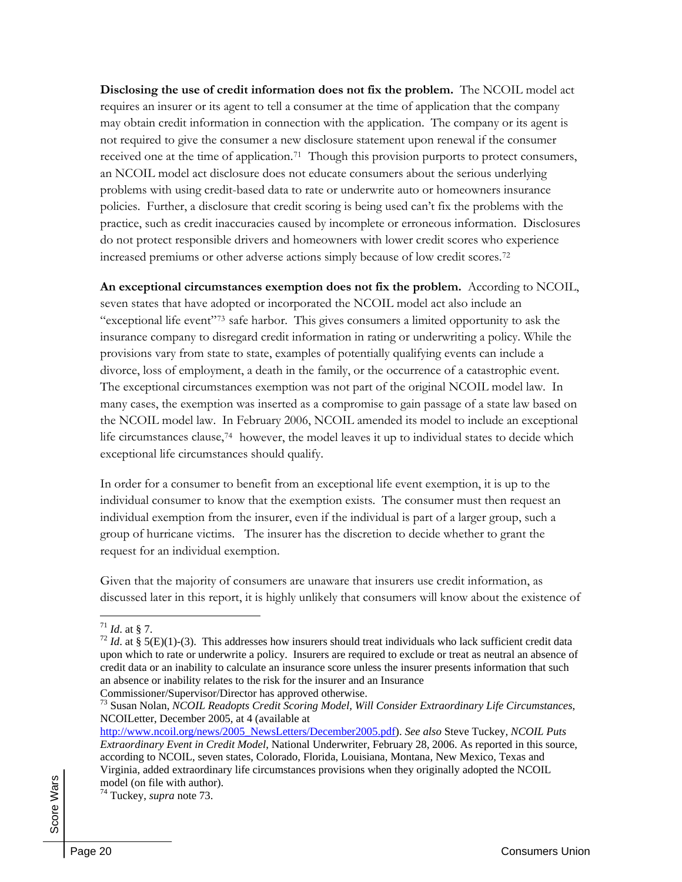**Disclosing the use of credit information does not fix the problem.** The NCOIL model act requires an insurer or its agent to tell a consumer at the time of application that the company may obtain credit information in connection with the application. The company or its agent is not required to give the consumer a new disclosure statement upon renewal if the consumer received one at the time of application.[71] Though this provision purports to protect consumers, an NCOIL model act disclosure does not educate consumers about the serious underlying problems with using credit-based data to rate or underwrite auto or homeowners insurance policies. Further, a disclosure that credit scoring is being used can't fix the problems with the practice, such as credit inaccuracies caused by incomplete or erroneous information. Disclosures do not protect responsible drivers and homeowners with lower credit scores who experience increased premiums or other adverse actions simply because of low credit scores.[72]

**An exceptional circumstances exemption does not fix the problem.** According to NCOIL, seven states that have adopted or incorporated the NCOIL model act also include an "exceptional life event"[73] safe harbor. This gives consumers a limited opportunity to ask the insurance company to disregard credit information in rating or underwriting a policy. While the provisions vary from state to state, examples of potentially qualifying events can include a divorce, loss of employment, a death in the family, or the occurrence of a catastrophic event. The exceptional circumstances exemption was not part of the original NCOIL model law. In many cases, the exemption was inserted as a compromise to gain passage of a state law based on the NCOIL model law. In February 2006, NCOIL amended its model to include an exceptional life circumstances clause,[74] however, the model leaves it up to individual states to decide which exceptional life circumstances should qualify.

In order for a consumer to benefit from an exceptional life event exemption, it is up to the individual consumer to know that the exemption exists. The consumer must then request an individual exemption from the insurer, even if the individual is part of a larger group, such a group of hurricane victims. The insurer has the discretion to decide whether to grant the request for an individual exemption.

Given that the majority of consumers are unaware that insurers use credit information, as discussed later in this report, it is highly unlikely that consumers will know about the existence of

---

[71] *Id*. at § 7.

[72] *Id*. at § 5(E)(1)-(3). This addresses how insurers should treat individuals who lack sufficient credit data upon which to rate or underwrite a policy. Insurers are required to exclude or treat as neutral an absence of credit data or an inability to calculate an insurance score unless the insurer presents information that such an absence or inability relates to the risk for the insurer and an Insurance Commissioner/Supervisor/Director has approved otherwise.

[73] Susan Nolan, *NCOIL Readopts Credit Scoring Model, Will Consider Extraordinary Life Circumstances*, NCOILetter, December 2005, at 4 (available at http://www.ncoil.org/news/2005_NewsLetters/December2005.pdf). *See also* Steve Tuckey, *NCOIL Puts Extraordinary Event in Credit Model*, National Underwriter, February 28, 2006. As reported in this source, according to NCOIL, seven states, Colorado, Florida, Louisiana, Montana, New Mexico, Texas and Virginia, added extraordinary life circumstances provisions when they originally adopted the NCOIL model (on file with author).

[74] Tuckey, *supra* note 73.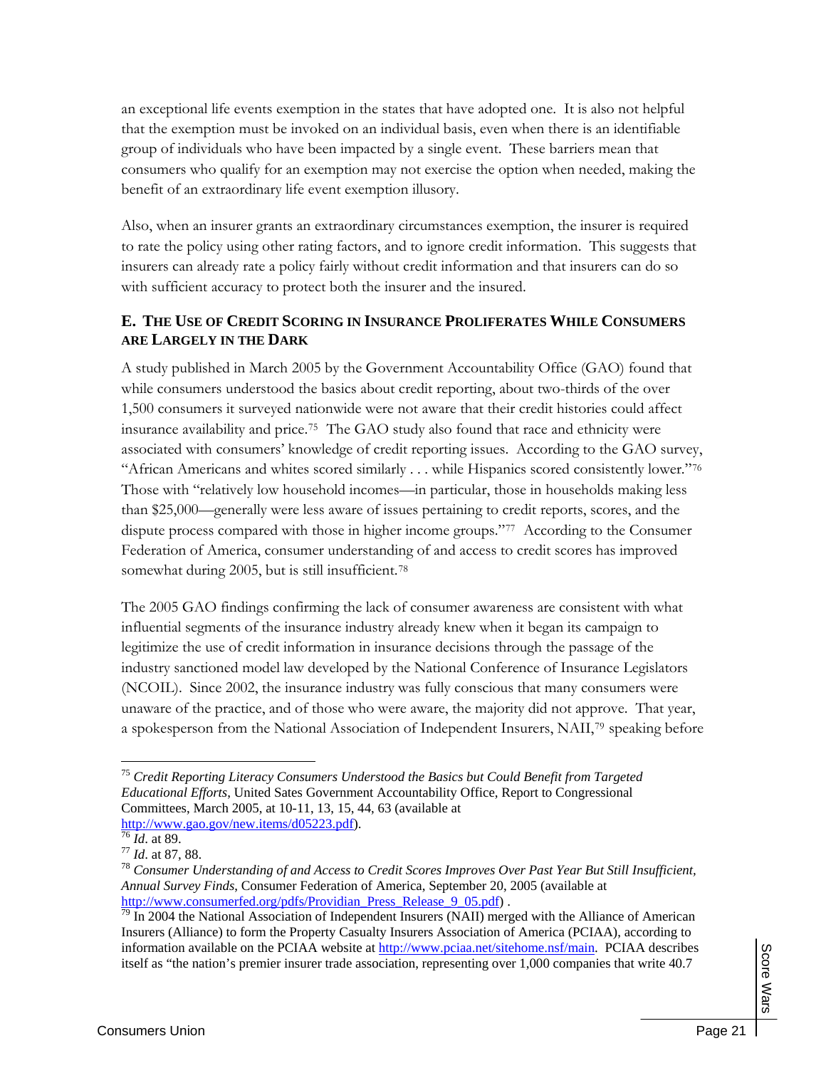an exceptional life events exemption in the states that have adopted one. It is also not helpful that the exemption must be invoked on an individual basis, even when there is an identifiable group of individuals who have been impacted by a single event. These barriers mean that consumers who qualify for an exemption may not exercise the option when needed, making the benefit of an extraordinary life event exemption illusory.

Also, when an insurer grants an extraordinary circumstances exemption, the insurer is required to rate the policy using other rating factors, and to ignore credit information. This suggests that insurers can already rate a policy fairly without credit information and that insurers can do so with sufficient accuracy to protect both the insurer and the insured.

### E. The Use of Credit Scoring in Insurance Proliferates While Consumers are Largely in the Dark

A study published in March 2005 by the Government Accountability Office (GAO) found that while consumers understood the basics about credit reporting, about two-thirds of the over 1,500 consumers it surveyed nationwide were not aware that their credit histories could affect insurance availability and price.[75] The GAO study also found that race and ethnicity were associated with consumers' knowledge of credit reporting issues. According to the GAO survey, "African Americans and whites scored similarly . . . while Hispanics scored consistently lower."[76] Those with "relatively low household incomes—in particular, those in households making less than $25,000—generally were less aware of issues pertaining to credit reports, scores, and the dispute process compared with those in higher income groups."[77] According to the Consumer Federation of America, consumer understanding of and access to credit scores has improved somewhat during 2005, but is still insufficient.[78]

The 2005 GAO findings confirming the lack of consumer awareness are consistent with what influential segments of the insurance industry already knew when it began its campaign to legitimize the use of credit information in insurance decisions through the passage of the industry sanctioned model law developed by the National Conference of Insurance Legislators (NCOIL). Since 2002, the insurance industry was fully conscious that many consumers were unaware of the practice, and of those who were aware, the majority did not approve. That year, a spokesperson from the National Association of Independent Insurers, NAII,[79] speaking before

---

[75] *Credit Reporting Literacy Consumers Understood the Basics but Could Benefit from Targeted Educational Efforts*, United Sates Government Accountability Office, Report to Congressional Committees, March 2005, at 10-11, 13, 15, 44, 63 (available at http://www.gao.gov/new.items/d05223.pdf).

[76] *Id*. at 89.

[77] *Id*. at 87, 88.

[78] *Consumer Understanding of and Access to Credit Scores Improves Over Past Year But Still Insufficient, Annual Survey Finds*, Consumer Federation of America, September 20, 2005 (available at http://www.consumerfed.org/pdfs/Providian_Press_Release_9_05.pdf) .

[79] In 2004 the National Association of Independent Insurers (NAII) merged with the Alliance of American Insurers (Alliance) to form the Property Casualty Insurers Association of America (PCIAA), according to information available on the PCIAA website at http://www.pciaa.net/sitehome.nsf/main. PCIAA describes itself as "the nation's premier insurer trade association, representing over 1,000 companies that write 40.7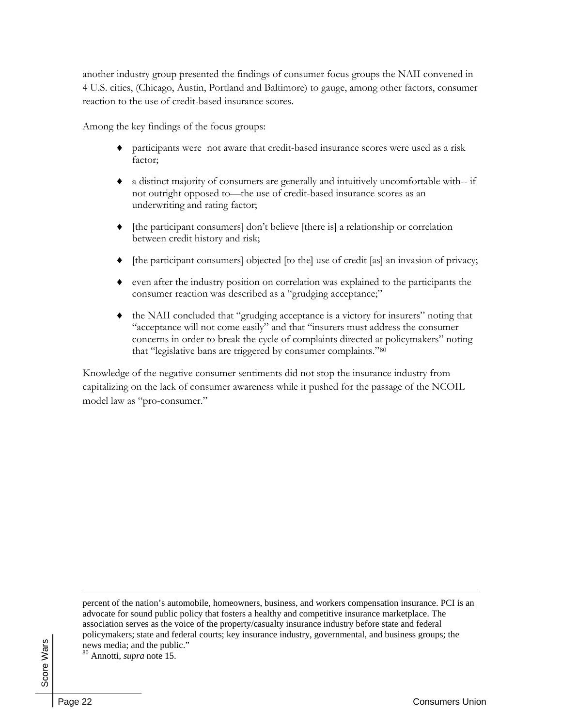another industry group presented the findings of consumer focus groups the NAII convened in 4 U.S. cities, (Chicago, Austin, Portland and Baltimore) to gauge, among other factors, consumer reaction to the use of credit-based insurance scores.

Among the key findings of the focus groups:

- participants were not aware that credit-based insurance scores were used as a risk factor;
- a distinct majority of consumers are generally and intuitively uncomfortable with-- if not outright opposed to—the use of credit-based insurance scores as an underwriting and rating factor;
- [the participant consumers] don't believe [there is] a relationship or correlation between credit history and risk;
- [the participant consumers] objected [to the] use of credit [as] an invasion of privacy;
- even after the industry position on correlation was explained to the participants the consumer reaction was described as a "grudging acceptance;"
- the NAII concluded that "grudging acceptance is a victory for insurers" noting that "acceptance will not come easily" and that "insurers must address the consumer concerns in order to break the cycle of complaints directed at policymakers" noting that "legislative bans are triggered by consumer complaints."[80]

Knowledge of the negative consumer sentiments did not stop the insurance industry from capitalizing on the lack of consumer awareness while it pushed for the passage of the NCOIL model law as "pro-consumer."

---

percent of the nation's automobile, homeowners, business, and workers compensation insurance. PCI is an advocate for sound public policy that fosters a healthy and competitive insurance marketplace. The association serves as the voice of the property/casualty insurance industry before state and federal policymakers; state and federal courts; key insurance industry, governmental, and business groups; the news media; and the public."

[80] Annotti, *supra* note 15.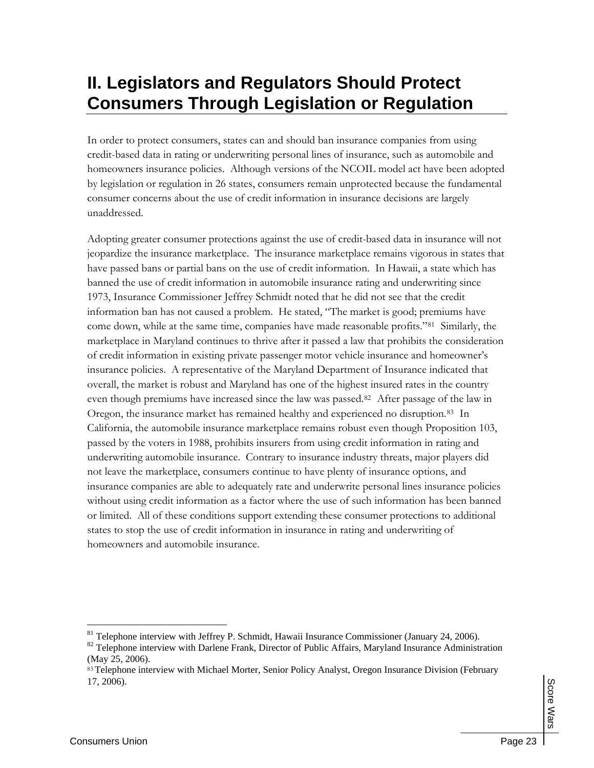# II. Legislators and Regulators Should Protect Consumers Through Legislation or Regulation

In order to protect consumers, states can and should ban insurance companies from using credit-based data in rating or underwriting personal lines of insurance, such as automobile and homeowners insurance policies. Although versions of the NCOIL model act have been adopted by legislation or regulation in 26 states, consumers remain unprotected because the fundamental consumer concerns about the use of credit information in insurance decisions are largely unaddressed.

Adopting greater consumer protections against the use of credit-based data in insurance will not jeopardize the insurance marketplace. The insurance marketplace remains vigorous in states that have passed bans or partial bans on the use of credit information. In Hawaii, a state which has banned the use of credit information in automobile insurance rating and underwriting since 1973, Insurance Commissioner Jeffrey Schmidt noted that he did not see that the credit information ban has not caused a problem. He stated, "The market is good; premiums have come down, while at the same time, companies have made reasonable profits."[81] Similarly, the marketplace in Maryland continues to thrive after it passed a law that prohibits the consideration of credit information in existing private passenger motor vehicle insurance and homeowner's insurance policies. A representative of the Maryland Department of Insurance indicated that overall, the market is robust and Maryland has one of the highest insured rates in the country even though premiums have increased since the law was passed.[82] After passage of the law in Oregon, the insurance market has remained healthy and experienced no disruption.[83] In California, the automobile insurance marketplace remains robust even though Proposition 103, passed by the voters in 1988, prohibits insurers from using credit information in rating and underwriting automobile insurance. Contrary to insurance industry threats, major players did not leave the marketplace, consumers continue to have plenty of insurance options, and insurance companies are able to adequately rate and underwrite personal lines insurance policies without using credit information as a factor where the use of such information has been banned or limited. All of these conditions support extending these consumer protections to additional states to stop the use of credit information in insurance in rating and underwriting of homeowners and automobile insurance.

---

[81] Telephone interview with Jeffrey P. Schmidt, Hawaii Insurance Commissioner (January 24, 2006).

[82] Telephone interview with Darlene Frank, Director of Public Affairs, Maryland Insurance Administration (May 25, 2006).

[83] Telephone interview with Michael Morter, Senior Policy Analyst, Oregon Insurance Division (February 17, 2006).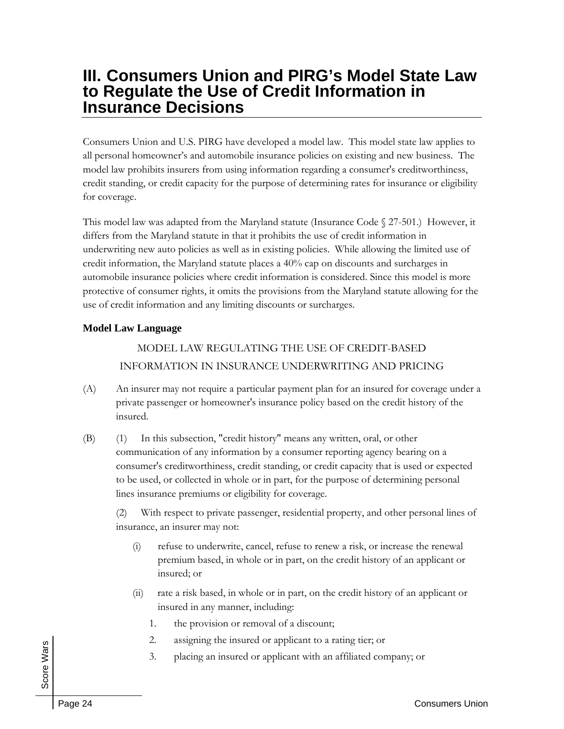# III. Consumers Union and PIRG's Model State Law to Regulate the Use of Credit Information in Insurance Decisions

Consumers Union and U.S. PIRG have developed a model law. This model state law applies to all personal homeowner's and automobile insurance policies on existing and new business. The model law prohibits insurers from using information regarding a consumer's creditworthiness, credit standing, or credit capacity for the purpose of determining rates for insurance or eligibility for coverage.

This model law was adapted from the Maryland statute (Insurance Code § 27-501.) However, it differs from the Maryland statute in that it prohibits the use of credit information in underwriting new auto policies as well as in existing policies. While allowing the limited use of credit information, the Maryland statute places a 40% cap on discounts and surcharges in automobile insurance policies where credit information is considered. Since this model is more protective of consumer rights, it omits the provisions from the Maryland statute allowing for the use of credit information and any limiting discounts or surcharges.

**Model Law Language**

MODEL LAW REGULATING THE USE OF CREDIT-BASED INFORMATION IN INSURANCE UNDERWRITING AND PRICING

(A) An insurer may not require a particular payment plan for an insured for coverage under a private passenger or homeowner's insurance policy based on the credit history of the insured.

(B) (1) In this subsection, "credit history" means any written, oral, or other communication of any information by a consumer reporting agency bearing on a consumer's creditworthiness, credit standing, or credit capacity that is used or expected to be used, or collected in whole or in part, for the purpose of determining personal lines insurance premiums or eligibility for coverage.

(2) With respect to private passenger, residential property, and other personal lines of insurance, an insurer may not:

(i) refuse to underwrite, cancel, refuse to renew a risk, or increase the renewal premium based, in whole or in part, on the credit history of an applicant or insured; or

(ii) rate a risk based, in whole or in part, on the credit history of an applicant or insured in any manner, including:

1. the provision or removal of a discount;
2. assigning the insured or applicant to a rating tier; or
3. placing an insured or applicant with an affiliated company; or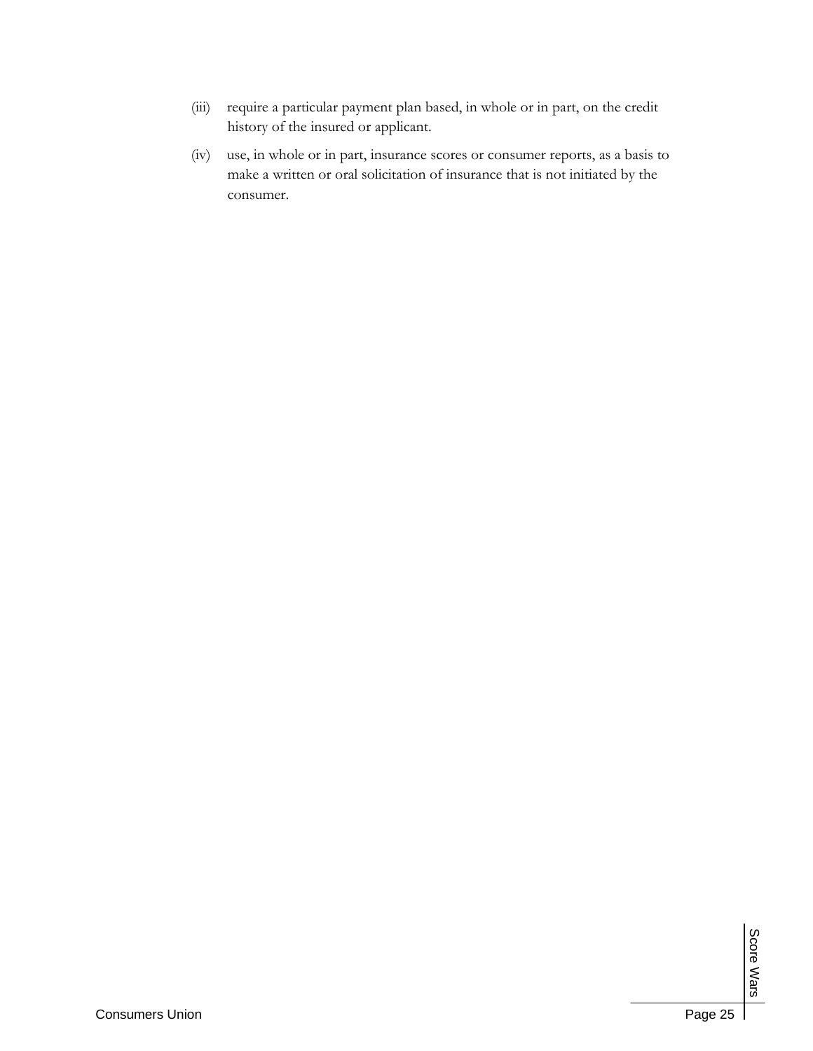(iii) require a particular payment plan based, in whole or in part, on the credit history of the insured or applicant.

(iv) use, in whole or in part, insurance scores or consumer reports, as a basis to make a written or oral solicitation of insurance that is not initiated by the consumer.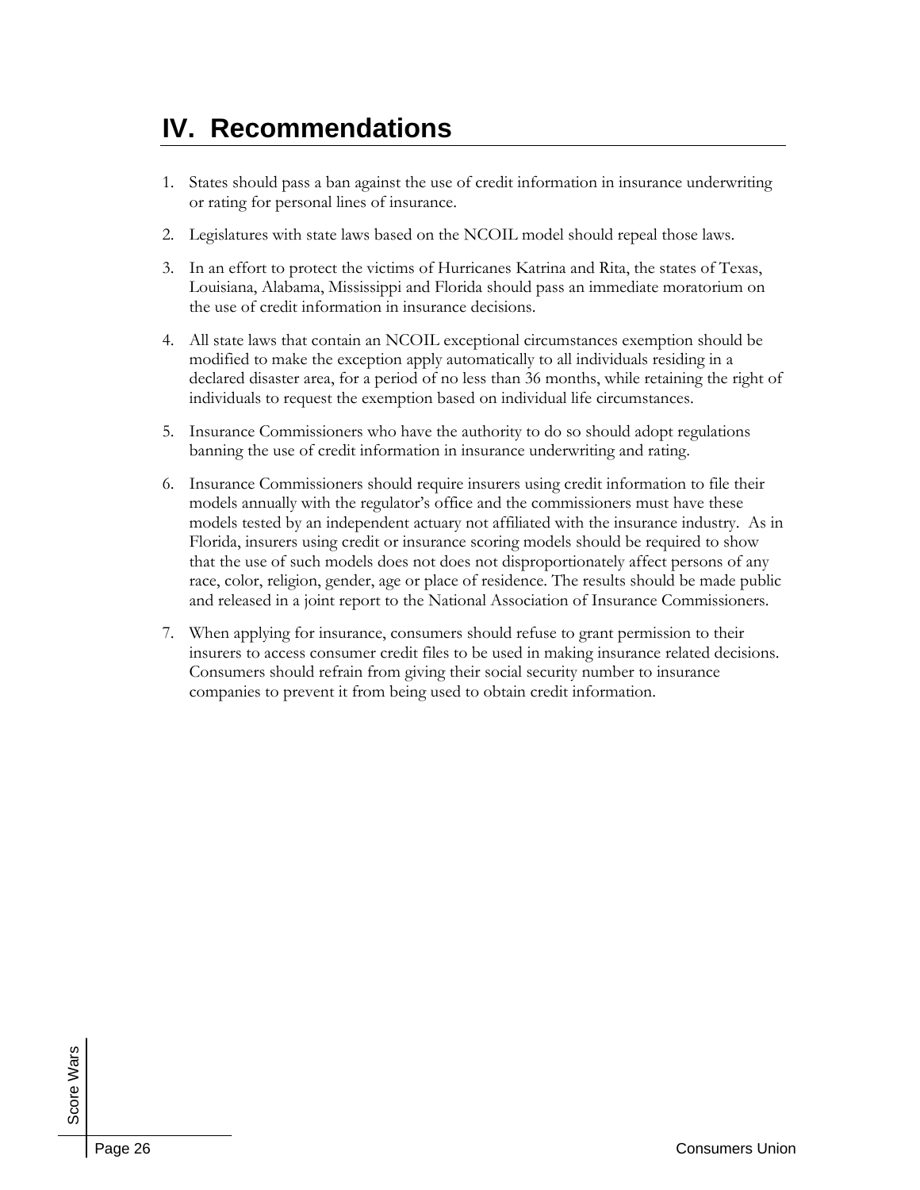# IV. Recommendations

1. States should pass a ban against the use of credit information in insurance underwriting or rating for personal lines of insurance.

2. Legislatures with state laws based on the NCOIL model should repeal those laws.

3. In an effort to protect the victims of Hurricanes Katrina and Rita, the states of Texas, Louisiana, Alabama, Mississippi and Florida should pass an immediate moratorium on the use of credit information in insurance decisions.

4. All state laws that contain an NCOIL exceptional circumstances exemption should be modified to make the exception apply automatically to all individuals residing in a declared disaster area, for a period of no less than 36 months, while retaining the right of individuals to request the exemption based on individual life circumstances.

5. Insurance Commissioners who have the authority to do so should adopt regulations banning the use of credit information in insurance underwriting and rating.

6. Insurance Commissioners should require insurers using credit information to file their models annually with the regulator's office and the commissioners must have these models tested by an independent actuary not affiliated with the insurance industry. As in Florida, insurers using credit or insurance scoring models should be required to show that the use of such models does not does not disproportionately affect persons of any race, color, religion, gender, age or place of residence. The results should be made public and released in a joint report to the National Association of Insurance Commissioners.

7. When applying for insurance, consumers should refuse to grant permission to their insurers to access consumer credit files to be used in making insurance related decisions. Consumers should refrain from giving their social security number to insurance companies to prevent it from being used to obtain credit information.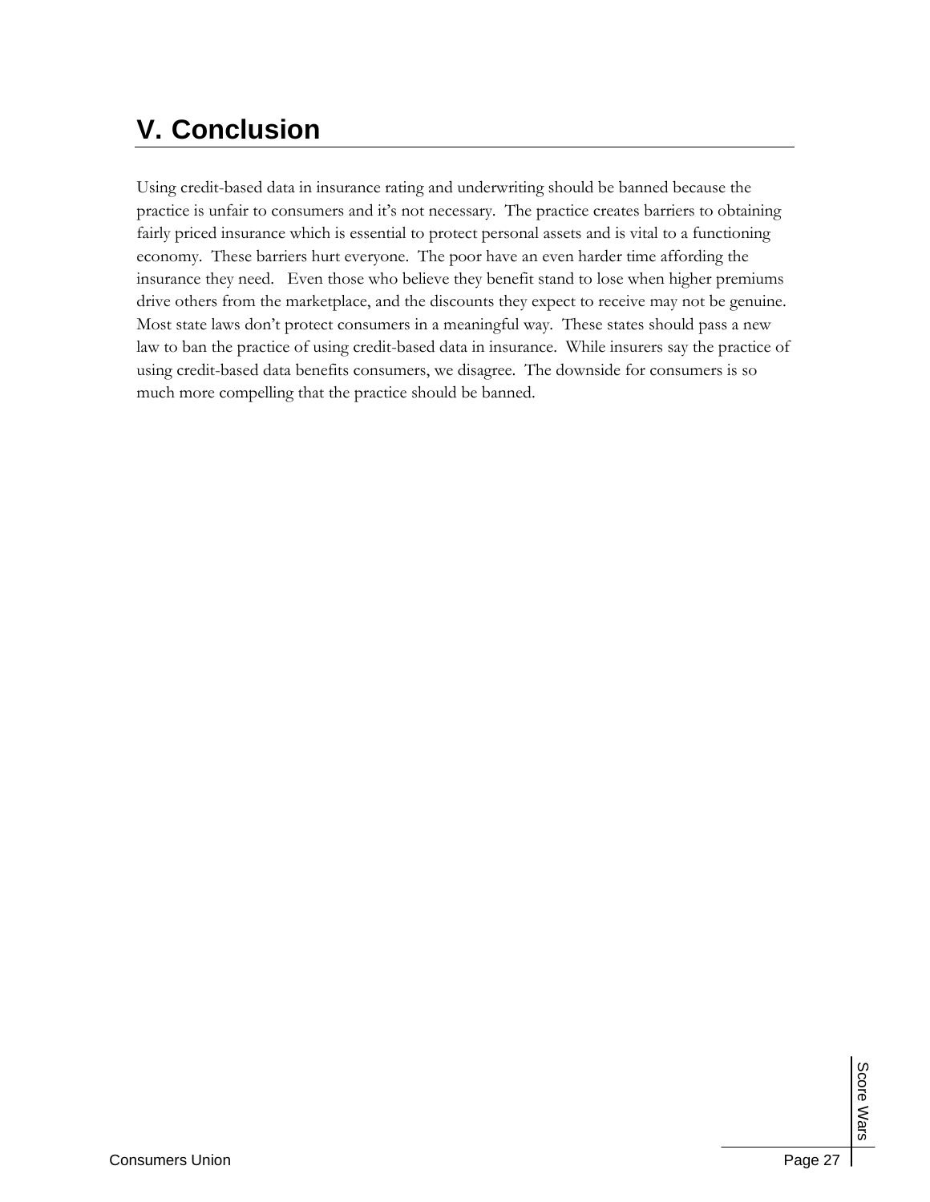# V. Conclusion

Using credit-based data in insurance rating and underwriting should be banned because the practice is unfair to consumers and it's not necessary. The practice creates barriers to obtaining fairly priced insurance which is essential to protect personal assets and is vital to a functioning economy. These barriers hurt everyone. The poor have an even harder time affording the insurance they need. Even those who believe they benefit stand to lose when higher premiums drive others from the marketplace, and the discounts they expect to receive may not be genuine. Most state laws don't protect consumers in a meaningful way. These states should pass a new law to ban the practice of using credit-based data in insurance. While insurers say the practice of using credit-based data benefits consumers, we disagree. The downside for consumers is so much more compelling that the practice should be banned.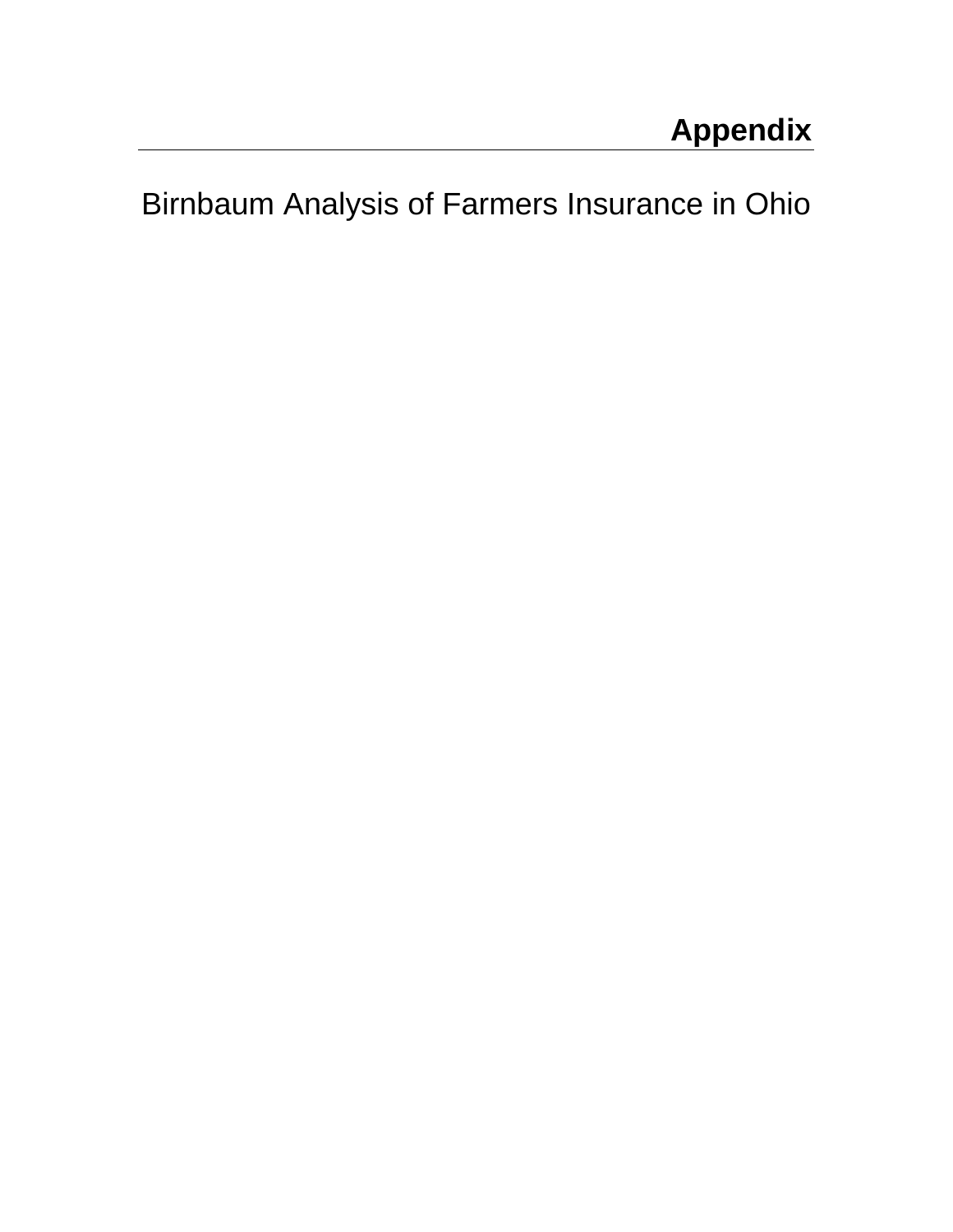# Appendix

## Birnbaum Analysis of Farmers Insurance in Ohio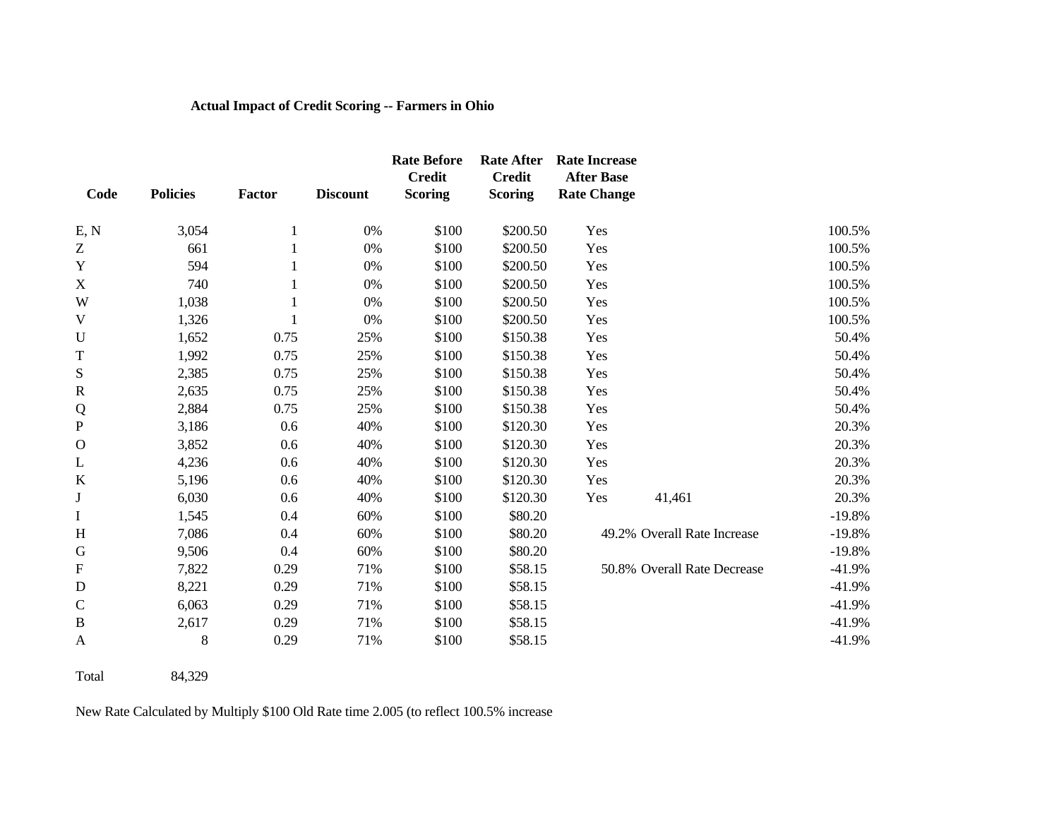**Actual Impact of Credit Scoring -- Farmers in Ohio**

| Code | Policies | Factor | Discount | Rate Before Credit Scoring | Rate After Credit Scoring | Rate Increase After Base Rate Change | | |
|---|---|---|---|---|---|---|---|---|
| E, N | 3,054 | 1 | 0% | $100 | $200.50 | Yes | | 100.5% |
| Z | 661 | 1 | 0% | $100 | $200.50 | Yes | | 100.5% |
| Y | 594 | 1 | 0% | $100 | $200.50 | Yes | | 100.5% |
| X | 740 | 1 | 0% | $100 | $200.50 | Yes | | 100.5% |
| W | 1,038 | 1 | 0% | $100 | $200.50 | Yes | | 100.5% |
| V | 1,326 | 1 | 0% | $100 | $200.50 | Yes | | 100.5% |
| U | 1,652 | 0.75 | 25% | $100 | $150.38 | Yes | | 50.4% |
| T | 1,992 | 0.75 | 25% | $100 | $150.38 | Yes | | 50.4% |
| S | 2,385 | 0.75 | 25% | $100 | $150.38 | Yes | | 50.4% |
| R | 2,635 | 0.75 | 25% | $100 | $150.38 | Yes | | 50.4% |
| Q | 2,884 | 0.75 | 25% | $100 | $150.38 | Yes | | 50.4% |
| P | 3,186 | 0.6 | 40% | $100 | $120.30 | Yes | | 20.3% |
| O | 3,852 | 0.6 | 40% | $100 | $120.30 | Yes | | 20.3% |
| L | 4,236 | 0.6 | 40% | $100 | $120.30 | Yes | | 20.3% |
| K | 5,196 | 0.6 | 40% | $100 | $120.30 | Yes | | 20.3% |
| J | 6,030 | 0.6 | 40% | $100 | $120.30 | Yes | 41,461 | 20.3% |
| I | 1,545 | 0.4 | 60% | $100 | $80.20 | | | -19.8% |
| H | 7,086 | 0.4 | 60% | $100 | $80.20 | 49.2% | Overall Rate Increase | -19.8% |
| G | 9,506 | 0.4 | 60% | $100 | $80.20 | | | -19.8% |
| F | 7,822 | 0.29 | 71% | $100 | $58.15 | 50.8% | Overall Rate Decrease | -41.9% |
| D | 8,221 | 0.29 | 71% | $100 | $58.15 | | | -41.9% |
| C | 6,063 | 0.29 | 71% | $100 | $58.15 | | | -41.9% |
| B | 2,617 | 0.29 | 71% | $100 | $58.15 | | | -41.9% |
| A | 8 | 0.29 | 71% | $100 | $58.15 | | | -41.9% |
| Total | 84,329 | | | | | | | |

New Rate Calculated by Multiply $100 Old Rate time 2.005 (to reflect 100.5% increase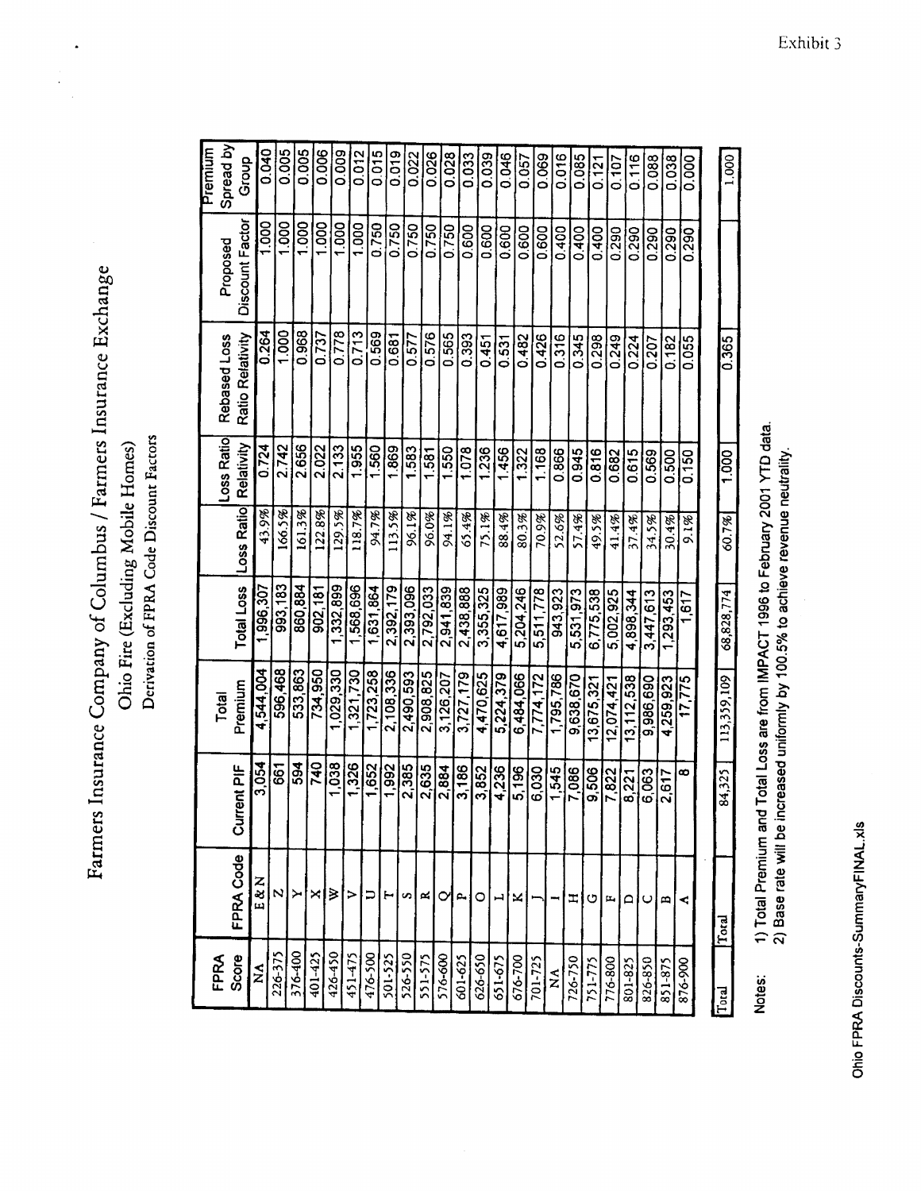Exhibit 3

# Farmers Insurance Company of Columbus / Farmers Insurance Exchange

## Ohio Fire (Excluding Mobile Homes)

### Derivation of FPRA Code Discount Factors

| FPRA Score | FPRA Code | Current PIF | Total Premium | Total Loss | Loss Ratio | Loss Ratio Relativity | Rebased Loss Ratio Relativity | Proposed Discount Factor | Premium Spread by Group |
|---|---|---|---|---|---|---|---|---|---|
| NA | E & N | 3,054 | 4,544,004 | 1,996,307 | 43.9% | 0.724 | 0.264 | | 0.040 |
| 226-375 | Z | 661 | 596,468 | 993,183 | 166.5% | 2.742 | 1.000 | 1.000 | 0.005 |
| 376-400 | Y | 594 | 533,863 | 860,884 | 161.3% | 2.656 | 0.968 | 1.000 | 0.005 |
| 401-425 | X | 740 | 734,950 | 902,181 | 122.8% | 2.022 | 0.737 | 1.000 | 0.006 |
| 426-450 | W | 1,038 | 1,029,330 | 1,332,899 | 129.5% | 2.133 | 0.778 | 1.000 | 0.009 |
| 451-475 | V | 1,326 | 1,321,730 | 1,568,696 | 118.7% | 1.955 | 0.713 | 1.000 | 0.012 |
| 476-500 | U | 1,652 | 1,723,258 | 1,631,864 | 94.7% | 1.560 | 0.569 | 0.750 | 0.015 |
| 501-525 | T | 1,992 | 2,108,336 | 2,392,179 | 113.5% | 1.869 | 0.681 | 0.750 | 0.019 |
| 526-550 | S | 2,385 | 2,490,593 | 2,393,096 | 96.1% | 1.583 | 0.577 | 0.750 | 0.022 |
| 551-575 | R | 2,635 | 2,908,825 | 2,792,033 | 96.0% | 1.581 | 0.576 | 0.750 | 0.026 |
| 576-600 | Q | 2,884 | 3,126,207 | 2,941,839 | 94.1% | 1.550 | 0.565 | 0.750 | 0.028 |
| 601-625 | P | 3,186 | 3,727,179 | 2,438,888 | 65.4% | 1.078 | 0.393 | 0.600 | 0.033 |
| 626-650 | O | 3,852 | 4,470,625 | 3,355,325 | 75.1% | 1.236 | 0.451 | 0.600 | 0.039 |
| 651-675 | L | 4,236 | 5,224,379 | 4,617,989 | 88.4% | 1.456 | 0.531 | 0.600 | 0.046 |
| 676-700 | K | 5,196 | 6,484,066 | 5,204,246 | 80.3% | 1.322 | 0.482 | 0.600 | 0.057 |
| 701-725 | J | 6,030 | 7,774,172 | 5,511,778 | 70.9% | 1.168 | 0.426 | 0.600 | 0.069 |
| NA | I | 1,545 | 1,795,786 | 943,923 | 52.6% | 0.866 | 0.316 | 0.400 | 0.016 |
| 726-750 | H | 7,086 | 9,638,670 | 5,531,973 | 57.4% | 0.945 | 0.345 | 0.400 | 0.085 |
| 751-775 | G | 9,506 | 13,675,321 | 6,775,538 | 49.5% | 0.816 | 0.298 | 0.400 | 0.121 |
| 776-800 | F | 7,822 | 12,074,421 | 5,002,925 | 41.4% | 0.682 | 0.249 | 0.290 | 0.107 |
| 801-825 | D | 8,221 | 13,112,538 | 4,898,344 | 37.4% | 0.615 | 0.224 | 0.290 | 0.116 |
| 826-850 | C | 6,063 | 9,986,690 | 3,447,613 | 34.5% | 0.569 | 0.207 | 0.290 | 0.088 |
| 851-875 | B | 2,617 | 4,259,923 | 1,293,453 | 30.4% | 0.500 | 0.182 | 0.290 | 0.038 |
| 876-900 | A | 8 | 17,775 | 1,617 | 9.1% | 0.150 | 0.055 | 0.290 | 0.000 |
| Total | Total | 84,325 | 113,359,109 | 68,828,774 | 60.7% | 1.000 | 0.365 | | 1.000 |

Notes:
1) Total Premium and Total Loss are from IMPACT 1996 to February 2001 YTD data.
2) Base rate will be increased uniformly by 100.5% to achieve revenue neutrality.

Ohio FPRA Discounts-SummaryFINAL.xls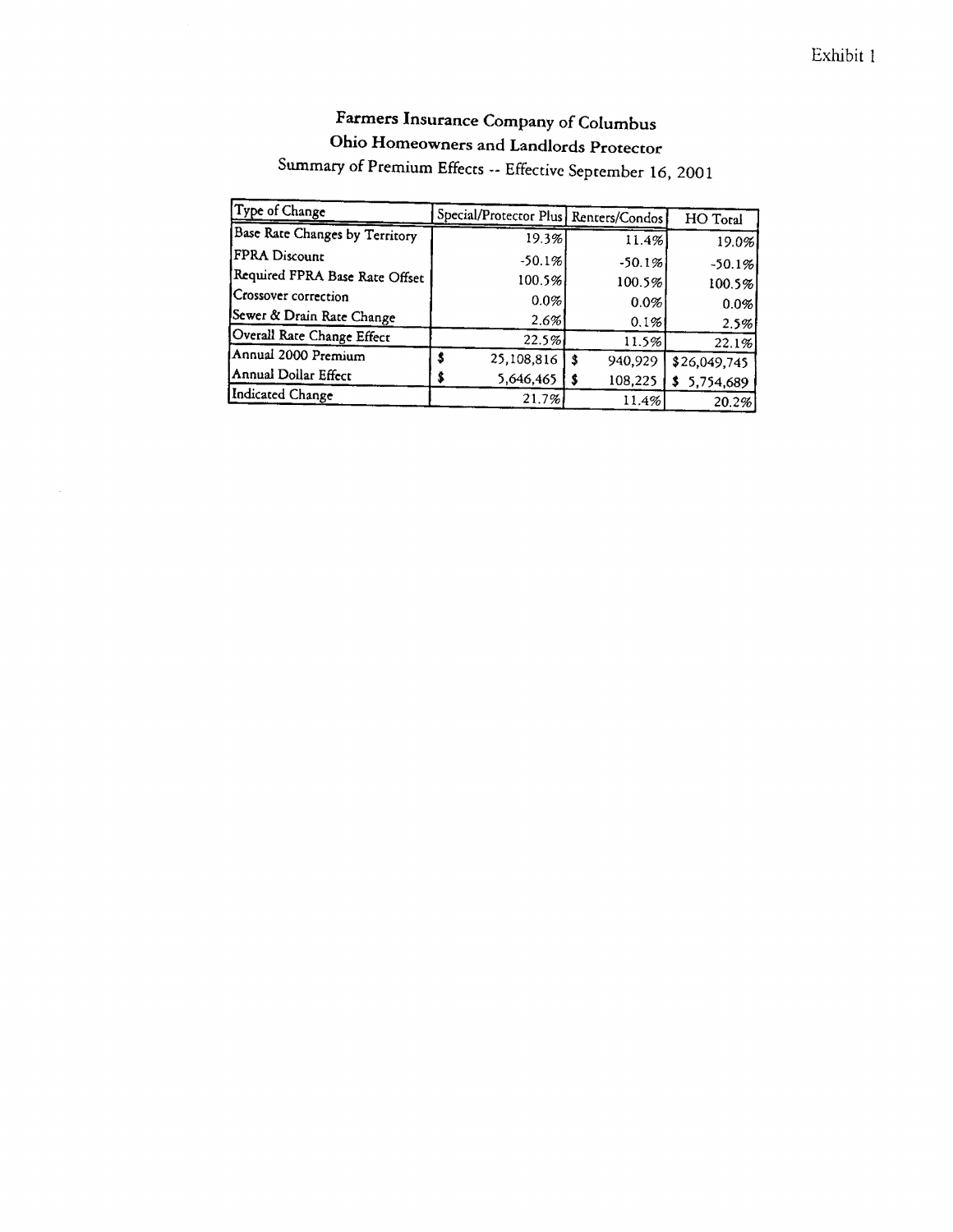Exhibit 1

# Farmers Insurance Company of Columbus
## Ohio Homeowners and Landlords Protector
### Summary of Premium Effects -- Effective September 16, 2001

| Type of Change | Special/Protector Plus | Renters/Condos | HO Total |
|---|---|---|---|
| Base Rate Changes by Territory | 19.3% | 11.4% | 19.0% |
| FPRA Discount | -50.1% | -50.1% | -50.1% |
| Required FPRA Base Rate Offset | 100.5% | 100.5% | 100.5% |
| Crossover correction | 0.0% | 0.0% | 0.0% |
| Sewer & Drain Rate Change | 2.6% | 0.1% | 2.5% |
| Overall Rate Change Effect | 22.5% | 11.5% | 22.1% |
| Annual 2000 Premium | $ 25,108,816 | $ 940,929 | $26,049,745 |
| Annual Dollar Effect | $ 5,646,465 | $ 108,225 | $ 5,754,689 |
| Indicated Change | 21.7% | 11.4% | 20.2% |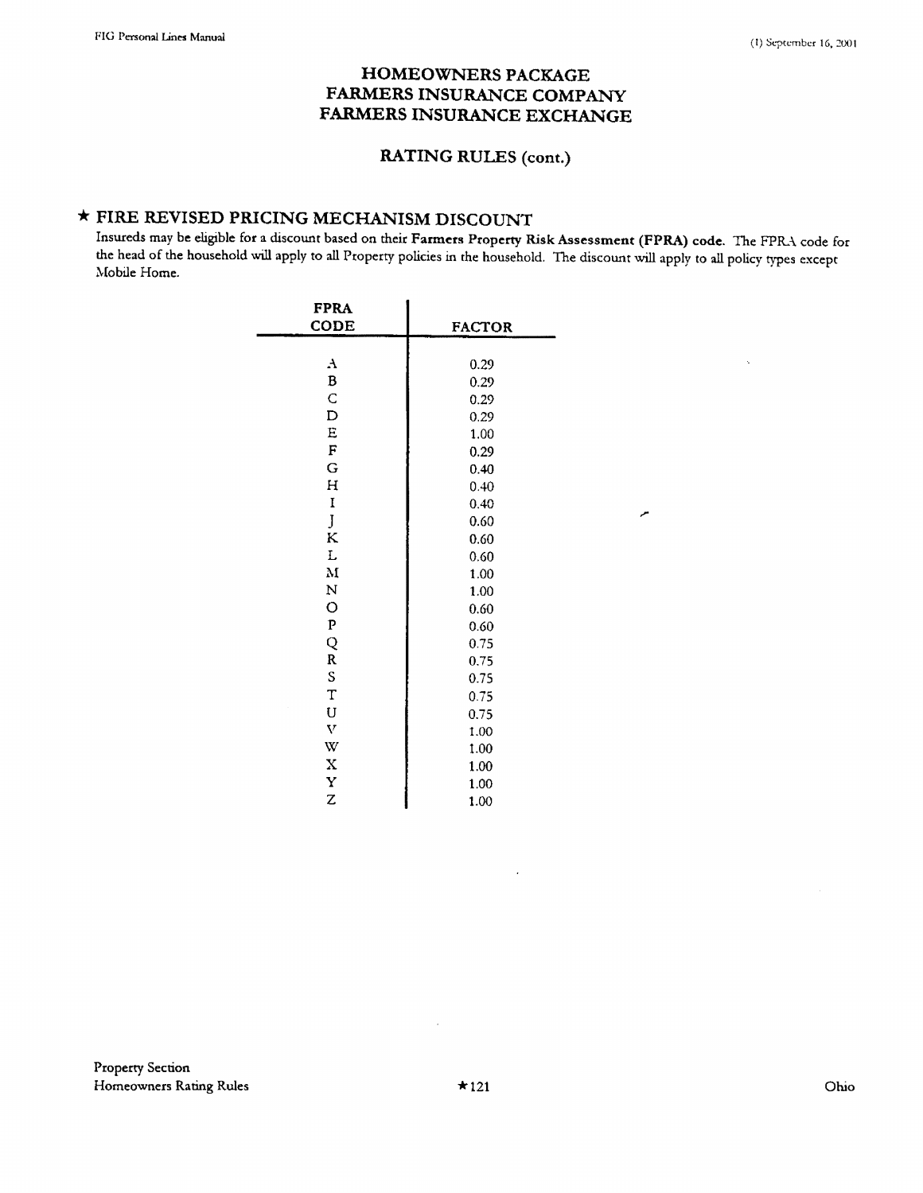# HOMEOWNERS PACKAGE
# FARMERS INSURANCE COMPANY
# FARMERS INSURANCE EXCHANGE

## RATING RULES (cont.)

### ★ FIRE REVISED PRICING MECHANISM DISCOUNT

Insureds may be eligible for a discount based on their **Farmers Property Risk Assessment (FPRA) code.** The FPRA code for the head of the household will apply to all Property policies in the household. The discount will apply to all policy types except Mobile Home.

| FPRA CODE | FACTOR |
|---|---|
| A | 0.29 |
| B | 0.29 |
| C | 0.29 |
| D | 0.29 |
| E | 1.00 |
| F | 0.29 |
| G | 0.40 |
| H | 0.40 |
| I | 0.40 |
| J | 0.60 |
| K | 0.60 |
| L | 0.60 |
| M | 1.00 |
| N | 1.00 |
| O | 0.60 |
| P | 0.60 |
| Q | 0.75 |
| R | 0.75 |
| S | 0.75 |
| T | 0.75 |
| U | 0.75 |
| V | 1.00 |
| W | 1.00 |
| X | 1.00 |
| Y | 1.00 |
| Z | 1.00 |